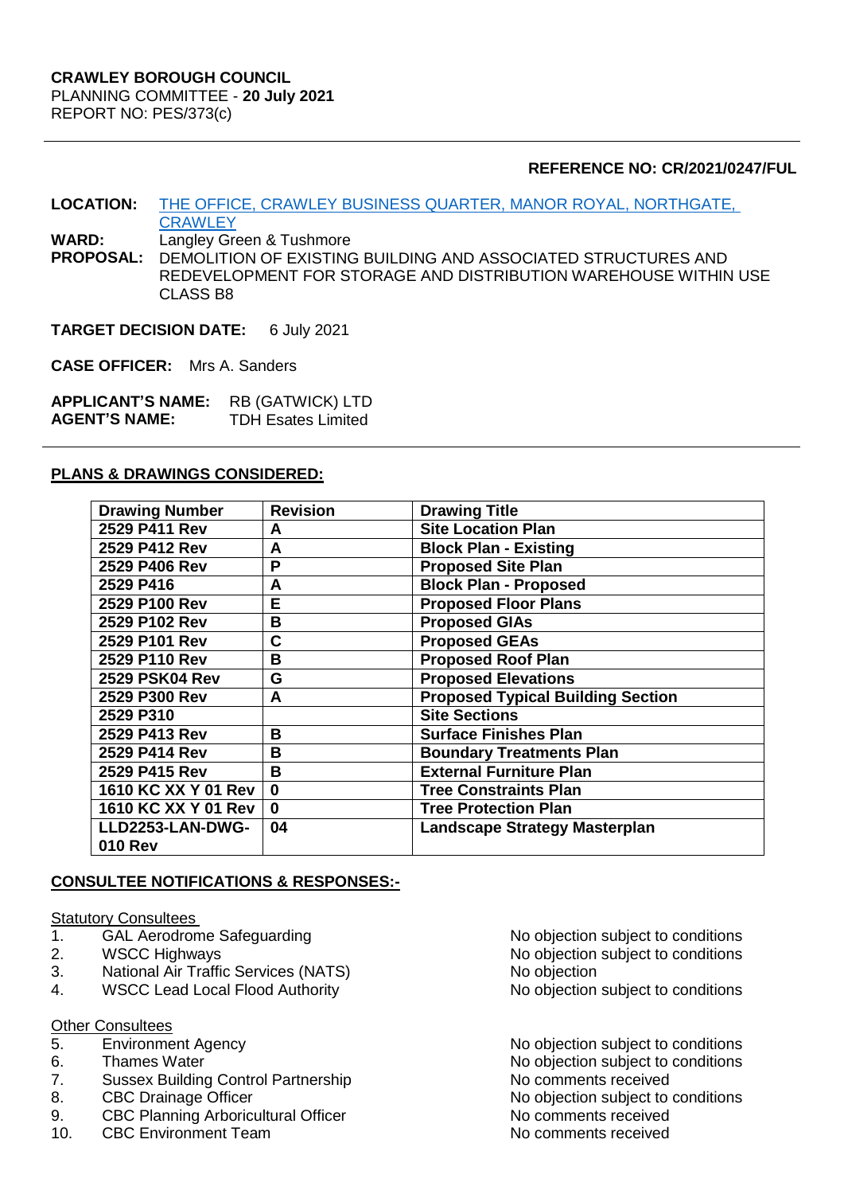**CRAWLEY BOROUGH COUNCIL**
PLANNING COMMITTEE - **20 July 2021**
REPORT NO: PES/373(c)

---

**REFERENCE NO: CR/2021/0247/FUL**

**LOCATION:** THE OFFICE, CRAWLEY BUSINESS QUARTER, MANOR ROYAL, NORTHGATE, CRAWLEY
**WARD:** Langley Green & Tushmore
**PROPOSAL:** DEMOLITION OF EXISTING BUILDING AND ASSOCIATED STRUCTURES AND REDEVELOPMENT FOR STORAGE AND DISTRIBUTION WAREHOUSE WITHIN USE CLASS B8

**TARGET DECISION DATE:** 6 July 2021

**CASE OFFICER:** Mrs A. Sanders

**APPLICANT'S NAME:** RB (GATWICK) LTD
**AGENT'S NAME:** TDH Esates Limited

---

**PLANS & DRAWINGS CONSIDERED:**

| Drawing Number | Revision | Drawing Title |
|---|---|---|
| 2529 P411 Rev | A | Site Location Plan |
| 2529 P412 Rev | A | Block Plan - Existing |
| 2529 P406 Rev | P | Proposed Site Plan |
| 2529 P416 | A | Block Plan - Proposed |
| 2529 P100 Rev | E | Proposed Floor Plans |
| 2529 P102 Rev | B | Proposed GIAs |
| 2529 P101 Rev | C | Proposed GEAs |
| 2529 P110 Rev | B | Proposed Roof Plan |
| 2529 PSK04 Rev | G | Proposed Elevations |
| 2529 P300 Rev | A | Proposed Typical Building Section |
| 2529 P310 | | Site Sections |
| 2529 P413 Rev | B | Surface Finishes Plan |
| 2529 P414 Rev | B | Boundary Treatments Plan |
| 2529 P415 Rev | B | External Furniture Plan |
| 1610 KC XX Y 01 Rev | 0 | Tree Constraints Plan |
| 1610 KC XX Y 01 Rev | 0 | Tree Protection Plan |
| LLD2253-LAN-DWG-010 Rev | 04 | Landscape Strategy Masterplan |

**CONSULTEE NOTIFICATIONS & RESPONSES:-**

Statutory Consultees

1. GAL Aerodrome Safeguarding — No objection subject to conditions
2. WSCC Highways — No objection subject to conditions
3. National Air Traffic Services (NATS) — No objection
4. WSCC Lead Local Flood Authority — No objection subject to conditions

Other Consultees

5. Environment Agency — No objection subject to conditions
6. Thames Water — No objection subject to conditions
7. Sussex Building Control Partnership — No comments received
8. CBC Drainage Officer — No objection subject to conditions
9. CBC Planning Arboricultural Officer — No comments received
10. CBC Environment Team — No comments received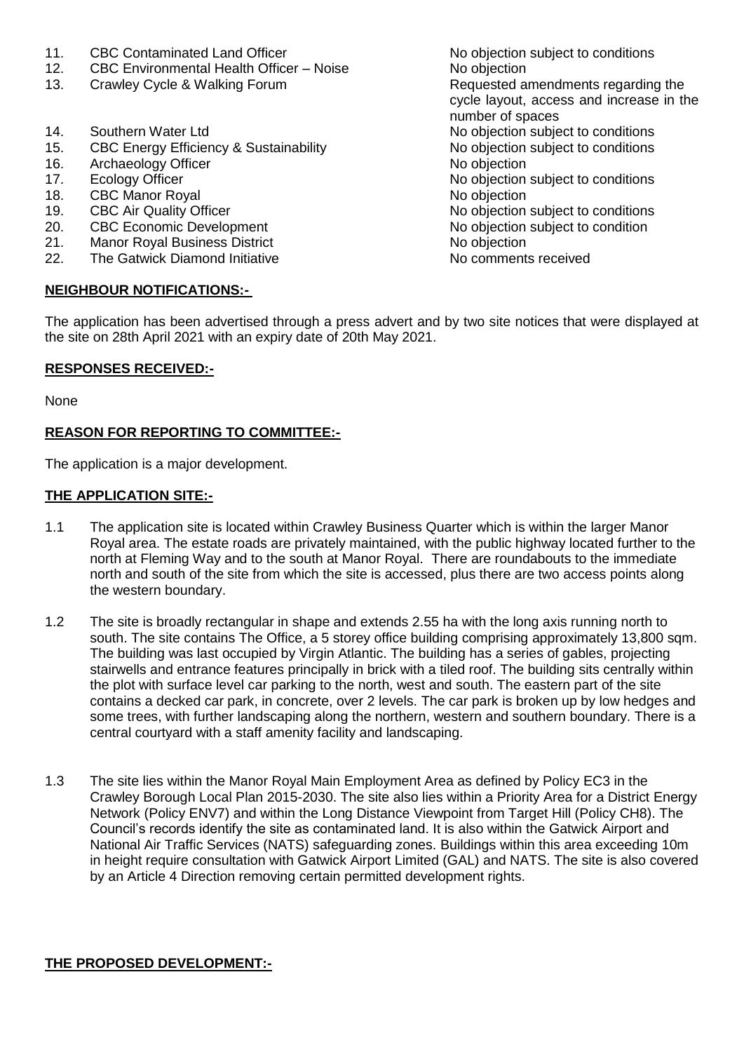| | | |
|---|---|---|
| 11. | CBC Contaminated Land Officer | No objection subject to conditions |
| 12. | CBC Environmental Health Officer – Noise | No objection |
| 13. | Crawley Cycle & Walking Forum | Requested amendments regarding the cycle layout, access and increase in the number of spaces |
| 14. | Southern Water Ltd | No objection subject to conditions |
| 15. | CBC Energy Efficiency & Sustainability | No objection subject to conditions |
| 16. | Archaeology Officer | No objection |
| 17. | Ecology Officer | No objection subject to conditions |
| 18. | CBC Manor Royal | No objection |
| 19. | CBC Air Quality Officer | No objection subject to conditions |
| 20. | CBC Economic Development | No objection subject to condition |
| 21. | Manor Royal Business District | No objection |
| 22. | The Gatwick Diamond Initiative | No comments received |

**NEIGHBOUR NOTIFICATIONS:-**

The application has been advertised through a press advert and by two site notices that were displayed at the site on 28th April 2021 with an expiry date of 20th May 2021.

**RESPONSES RECEIVED:-**

None

**REASON FOR REPORTING TO COMMITTEE:-**

The application is a major development.

**THE APPLICATION SITE:-**

1.1 The application site is located within Crawley Business Quarter which is within the larger Manor Royal area. The estate roads are privately maintained, with the public highway located further to the north at Fleming Way and to the south at Manor Royal. There are roundabouts to the immediate north and south of the site from which the site is accessed, plus there are two access points along the western boundary.

1.2 The site is broadly rectangular in shape and extends 2.55 ha with the long axis running north to south. The site contains The Office, a 5 storey office building comprising approximately 13,800 sqm. The building was last occupied by Virgin Atlantic. The building has a series of gables, projecting stairwells and entrance features principally in brick with a tiled roof. The building sits centrally within the plot with surface level car parking to the north, west and south. The eastern part of the site contains a decked car park, in concrete, over 2 levels. The car park is broken up by low hedges and some trees, with further landscaping along the northern, western and southern boundary. There is a central courtyard with a staff amenity facility and landscaping.

1.3 The site lies within the Manor Royal Main Employment Area as defined by Policy EC3 in the Crawley Borough Local Plan 2015-2030. The site also lies within a Priority Area for a District Energy Network (Policy ENV7) and within the Long Distance Viewpoint from Target Hill (Policy CH8). The Council's records identify the site as contaminated land. It is also within the Gatwick Airport and National Air Traffic Services (NATS) safeguarding zones. Buildings within this area exceeding 10m in height require consultation with Gatwick Airport Limited (GAL) and NATS. The site is also covered by an Article 4 Direction removing certain permitted development rights.

**THE PROPOSED DEVELOPMENT:-**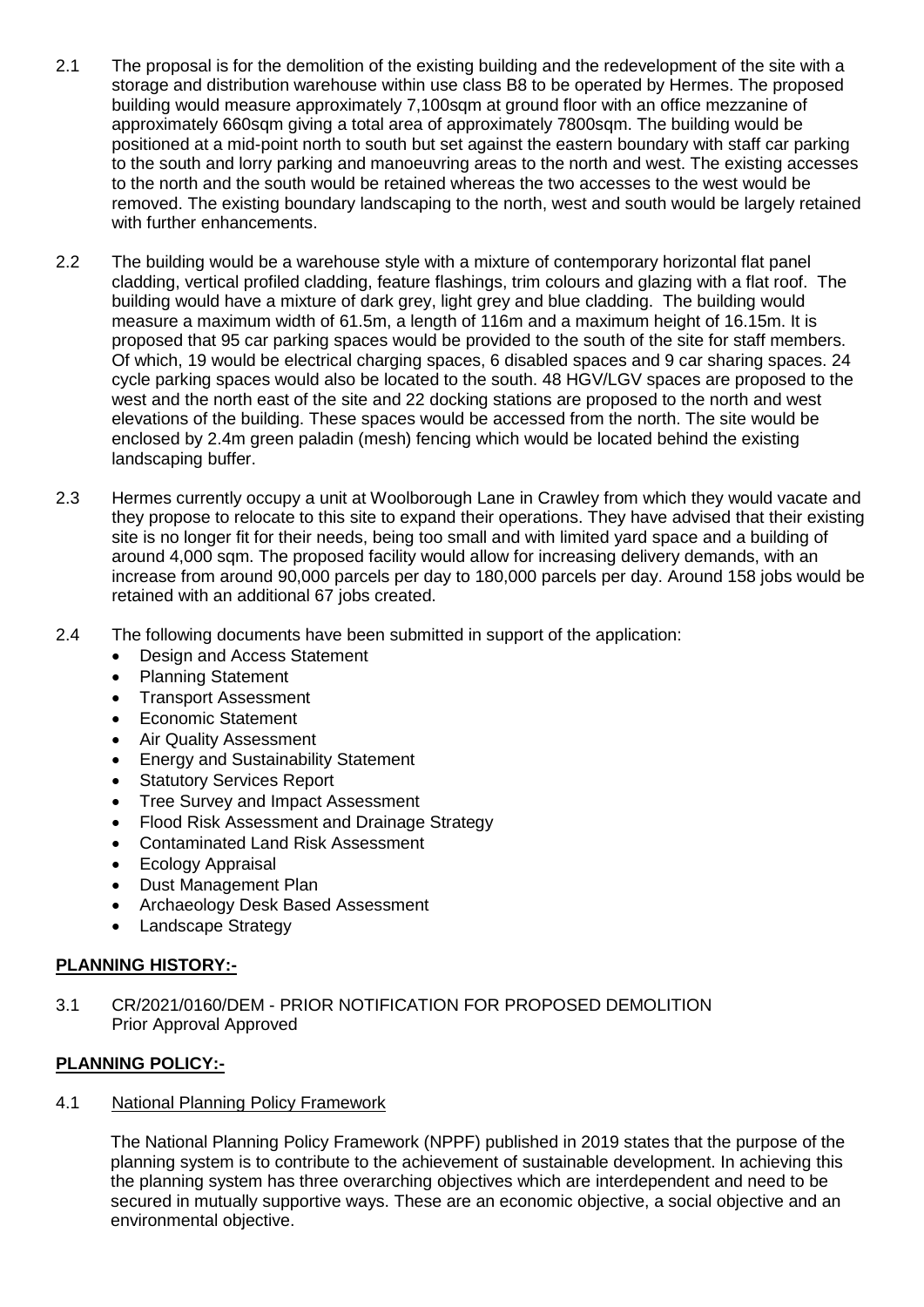2.1 The proposal is for the demolition of the existing building and the redevelopment of the site with a storage and distribution warehouse within use class B8 to be operated by Hermes. The proposed building would measure approximately 7,100sqm at ground floor with an office mezzanine of approximately 660sqm giving a total area of approximately 7800sqm. The building would be positioned at a mid-point north to south but set against the eastern boundary with staff car parking to the south and lorry parking and manoeuvring areas to the north and west. The existing accesses to the north and the south would be retained whereas the two accesses to the west would be removed. The existing boundary landscaping to the north, west and south would be largely retained with further enhancements.

2.2 The building would be a warehouse style with a mixture of contemporary horizontal flat panel cladding, vertical profiled cladding, feature flashings, trim colours and glazing with a flat roof. The building would have a mixture of dark grey, light grey and blue cladding. The building would measure a maximum width of 61.5m, a length of 116m and a maximum height of 16.15m. It is proposed that 95 car parking spaces would be provided to the south of the site for staff members. Of which, 19 would be electrical charging spaces, 6 disabled spaces and 9 car sharing spaces. 24 cycle parking spaces would also be located to the south. 48 HGV/LGV spaces are proposed to the west and the north east of the site and 22 docking stations are proposed to the north and west elevations of the building. These spaces would be accessed from the north. The site would be enclosed by 2.4m green paladin (mesh) fencing which would be located behind the existing landscaping buffer.

2.3 Hermes currently occupy a unit at Woolborough Lane in Crawley from which they would vacate and they propose to relocate to this site to expand their operations. They have advised that their existing site is no longer fit for their needs, being too small and with limited yard space and a building of around 4,000 sqm. The proposed facility would allow for increasing delivery demands, with an increase from around 90,000 parcels per day to 180,000 parcels per day. Around 158 jobs would be retained with an additional 67 jobs created.

2.4 The following documents have been submitted in support of the application:

- Design and Access Statement
- Planning Statement
- Transport Assessment
- Economic Statement
- Air Quality Assessment
- Energy and Sustainability Statement
- Statutory Services Report
- Tree Survey and Impact Assessment
- Flood Risk Assessment and Drainage Strategy
- Contaminated Land Risk Assessment
- Ecology Appraisal
- Dust Management Plan
- Archaeology Desk Based Assessment
- Landscape Strategy

## PLANNING HISTORY:-

3.1 CR/2021/0160/DEM - PRIOR NOTIFICATION FOR PROPOSED DEMOLITION
Prior Approval Approved

## PLANNING POLICY:-

4.1 National Planning Policy Framework

The National Planning Policy Framework (NPPF) published in 2019 states that the purpose of the planning system is to contribute to the achievement of sustainable development. In achieving this the planning system has three overarching objectives which are interdependent and need to be secured in mutually supportive ways. These are an economic objective, a social objective and an environmental objective.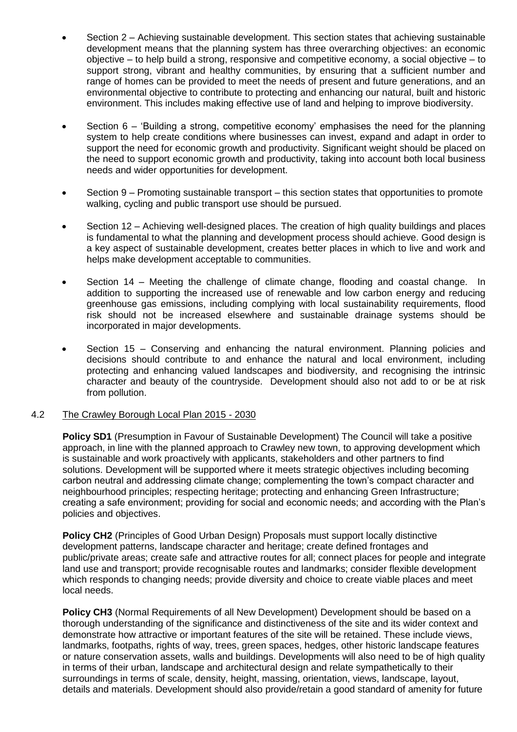- Section 2 – Achieving sustainable development. This section states that achieving sustainable development means that the planning system has three overarching objectives: an economic objective – to help build a strong, responsive and competitive economy, a social objective – to support strong, vibrant and healthy communities, by ensuring that a sufficient number and range of homes can be provided to meet the needs of present and future generations, and an environmental objective to contribute to protecting and enhancing our natural, built and historic environment. This includes making effective use of land and helping to improve biodiversity.

- Section 6 – 'Building a strong, competitive economy' emphasises the need for the planning system to help create conditions where businesses can invest, expand and adapt in order to support the need for economic growth and productivity. Significant weight should be placed on the need to support economic growth and productivity, taking into account both local business needs and wider opportunities for development.

- Section 9 – Promoting sustainable transport – this section states that opportunities to promote walking, cycling and public transport use should be pursued.

- Section 12 – Achieving well-designed places. The creation of high quality buildings and places is fundamental to what the planning and development process should achieve. Good design is a key aspect of sustainable development, creates better places in which to live and work and helps make development acceptable to communities.

- Section 14 – Meeting the challenge of climate change, flooding and coastal change. In addition to supporting the increased use of renewable and low carbon energy and reducing greenhouse gas emissions, including complying with local sustainability requirements, flood risk should not be increased elsewhere and sustainable drainage systems should be incorporated in major developments.

- Section 15 – Conserving and enhancing the natural environment. Planning policies and decisions should contribute to and enhance the natural and local environment, including protecting and enhancing valued landscapes and biodiversity, and recognising the intrinsic character and beauty of the countryside. Development should also not add to or be at risk from pollution.

4.2 The Crawley Borough Local Plan 2015 - 2030

**Policy SD1** (Presumption in Favour of Sustainable Development) The Council will take a positive approach, in line with the planned approach to Crawley new town, to approving development which is sustainable and work proactively with applicants, stakeholders and other partners to find solutions. Development will be supported where it meets strategic objectives including becoming carbon neutral and addressing climate change; complementing the town's compact character and neighbourhood principles; respecting heritage; protecting and enhancing Green Infrastructure; creating a safe environment; providing for social and economic needs; and according with the Plan's policies and objectives.

**Policy CH2** (Principles of Good Urban Design) Proposals must support locally distinctive development patterns, landscape character and heritage; create defined frontages and public/private areas; create safe and attractive routes for all; connect places for people and integrate land use and transport; provide recognisable routes and landmarks; consider flexible development which responds to changing needs; provide diversity and choice to create viable places and meet local needs.

**Policy CH3** (Normal Requirements of all New Development) Development should be based on a thorough understanding of the significance and distinctiveness of the site and its wider context and demonstrate how attractive or important features of the site will be retained. These include views, landmarks, footpaths, rights of way, trees, green spaces, hedges, other historic landscape features or nature conservation assets, walls and buildings. Developments will also need to be of high quality in terms of their urban, landscape and architectural design and relate sympathetically to their surroundings in terms of scale, density, height, massing, orientation, views, landscape, layout, details and materials. Development should also provide/retain a good standard of amenity for future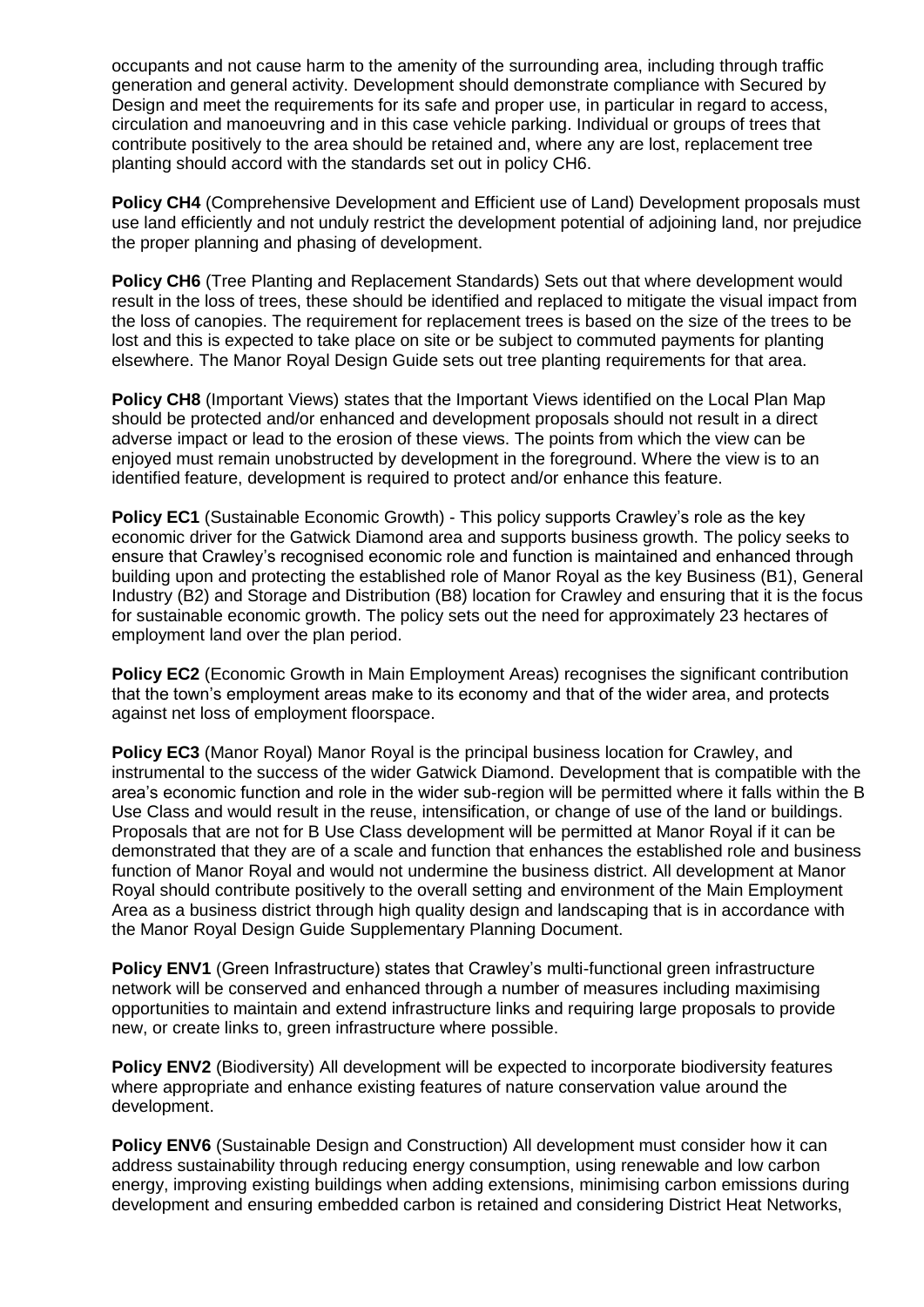occupants and not cause harm to the amenity of the surrounding area, including through traffic generation and general activity. Development should demonstrate compliance with Secured by Design and meet the requirements for its safe and proper use, in particular in regard to access, circulation and manoeuvring and in this case vehicle parking. Individual or groups of trees that contribute positively to the area should be retained and, where any are lost, replacement tree planting should accord with the standards set out in policy CH6.

**Policy CH4** (Comprehensive Development and Efficient use of Land) Development proposals must use land efficiently and not unduly restrict the development potential of adjoining land, nor prejudice the proper planning and phasing of development.

**Policy CH6** (Tree Planting and Replacement Standards) Sets out that where development would result in the loss of trees, these should be identified and replaced to mitigate the visual impact from the loss of canopies. The requirement for replacement trees is based on the size of the trees to be lost and this is expected to take place on site or be subject to commuted payments for planting elsewhere. The Manor Royal Design Guide sets out tree planting requirements for that area.

**Policy CH8** (Important Views) states that the Important Views identified on the Local Plan Map should be protected and/or enhanced and development proposals should not result in a direct adverse impact or lead to the erosion of these views. The points from which the view can be enjoyed must remain unobstructed by development in the foreground. Where the view is to an identified feature, development is required to protect and/or enhance this feature.

**Policy EC1** (Sustainable Economic Growth) - This policy supports Crawley's role as the key economic driver for the Gatwick Diamond area and supports business growth. The policy seeks to ensure that Crawley's recognised economic role and function is maintained and enhanced through building upon and protecting the established role of Manor Royal as the key Business (B1), General Industry (B2) and Storage and Distribution (B8) location for Crawley and ensuring that it is the focus for sustainable economic growth. The policy sets out the need for approximately 23 hectares of employment land over the plan period.

**Policy EC2** (Economic Growth in Main Employment Areas) recognises the significant contribution that the town's employment areas make to its economy and that of the wider area, and protects against net loss of employment floorspace.

**Policy EC3** (Manor Royal) Manor Royal is the principal business location for Crawley, and instrumental to the success of the wider Gatwick Diamond. Development that is compatible with the area's economic function and role in the wider sub-region will be permitted where it falls within the B Use Class and would result in the reuse, intensification, or change of use of the land or buildings. Proposals that are not for B Use Class development will be permitted at Manor Royal if it can be demonstrated that they are of a scale and function that enhances the established role and business function of Manor Royal and would not undermine the business district. All development at Manor Royal should contribute positively to the overall setting and environment of the Main Employment Area as a business district through high quality design and landscaping that is in accordance with the Manor Royal Design Guide Supplementary Planning Document.

**Policy ENV1** (Green Infrastructure) states that Crawley's multi-functional green infrastructure network will be conserved and enhanced through a number of measures including maximising opportunities to maintain and extend infrastructure links and requiring large proposals to provide new, or create links to, green infrastructure where possible.

**Policy ENV2** (Biodiversity) All development will be expected to incorporate biodiversity features where appropriate and enhance existing features of nature conservation value around the development.

**Policy ENV6** (Sustainable Design and Construction) All development must consider how it can address sustainability through reducing energy consumption, using renewable and low carbon energy, improving existing buildings when adding extensions, minimising carbon emissions during development and ensuring embedded carbon is retained and considering District Heat Networks,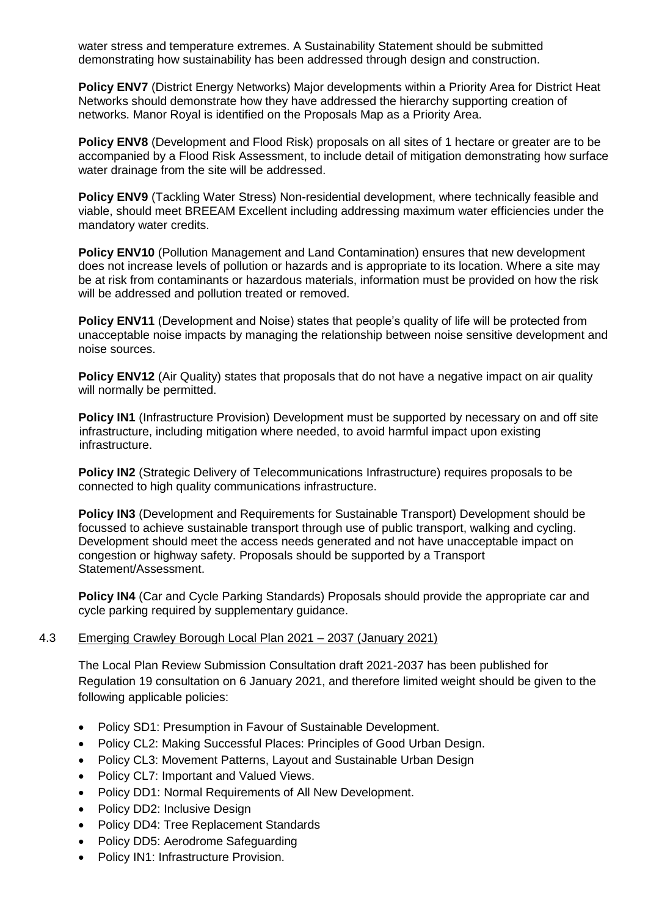water stress and temperature extremes. A Sustainability Statement should be submitted demonstrating how sustainability has been addressed through design and construction.

**Policy ENV7** (District Energy Networks) Major developments within a Priority Area for District Heat Networks should demonstrate how they have addressed the hierarchy supporting creation of networks. Manor Royal is identified on the Proposals Map as a Priority Area.

**Policy ENV8** (Development and Flood Risk) proposals on all sites of 1 hectare or greater are to be accompanied by a Flood Risk Assessment, to include detail of mitigation demonstrating how surface water drainage from the site will be addressed.

**Policy ENV9** (Tackling Water Stress) Non-residential development, where technically feasible and viable, should meet BREEAM Excellent including addressing maximum water efficiencies under the mandatory water credits.

**Policy ENV10** (Pollution Management and Land Contamination) ensures that new development does not increase levels of pollution or hazards and is appropriate to its location. Where a site may be at risk from contaminants or hazardous materials, information must be provided on how the risk will be addressed and pollution treated or removed.

**Policy ENV11** (Development and Noise) states that people's quality of life will be protected from unacceptable noise impacts by managing the relationship between noise sensitive development and noise sources.

**Policy ENV12** (Air Quality) states that proposals that do not have a negative impact on air quality will normally be permitted.

**Policy IN1** (Infrastructure Provision) Development must be supported by necessary on and off site infrastructure, including mitigation where needed, to avoid harmful impact upon existing infrastructure.

**Policy IN2** (Strategic Delivery of Telecommunications Infrastructure) requires proposals to be connected to high quality communications infrastructure.

**Policy IN3** (Development and Requirements for Sustainable Transport) Development should be focussed to achieve sustainable transport through use of public transport, walking and cycling. Development should meet the access needs generated and not have unacceptable impact on congestion or highway safety. Proposals should be supported by a Transport Statement/Assessment.

**Policy IN4** (Car and Cycle Parking Standards) Proposals should provide the appropriate car and cycle parking required by supplementary guidance.

4.3 Emerging Crawley Borough Local Plan 2021 – 2037 (January 2021)

The Local Plan Review Submission Consultation draft 2021-2037 has been published for Regulation 19 consultation on 6 January 2021, and therefore limited weight should be given to the following applicable policies:

- Policy SD1: Presumption in Favour of Sustainable Development.
- Policy CL2: Making Successful Places: Principles of Good Urban Design.
- Policy CL3: Movement Patterns, Layout and Sustainable Urban Design
- Policy CL7: Important and Valued Views.
- Policy DD1: Normal Requirements of All New Development.
- Policy DD2: Inclusive Design
- Policy DD4: Tree Replacement Standards
- Policy DD5: Aerodrome Safeguarding
- Policy IN1: Infrastructure Provision.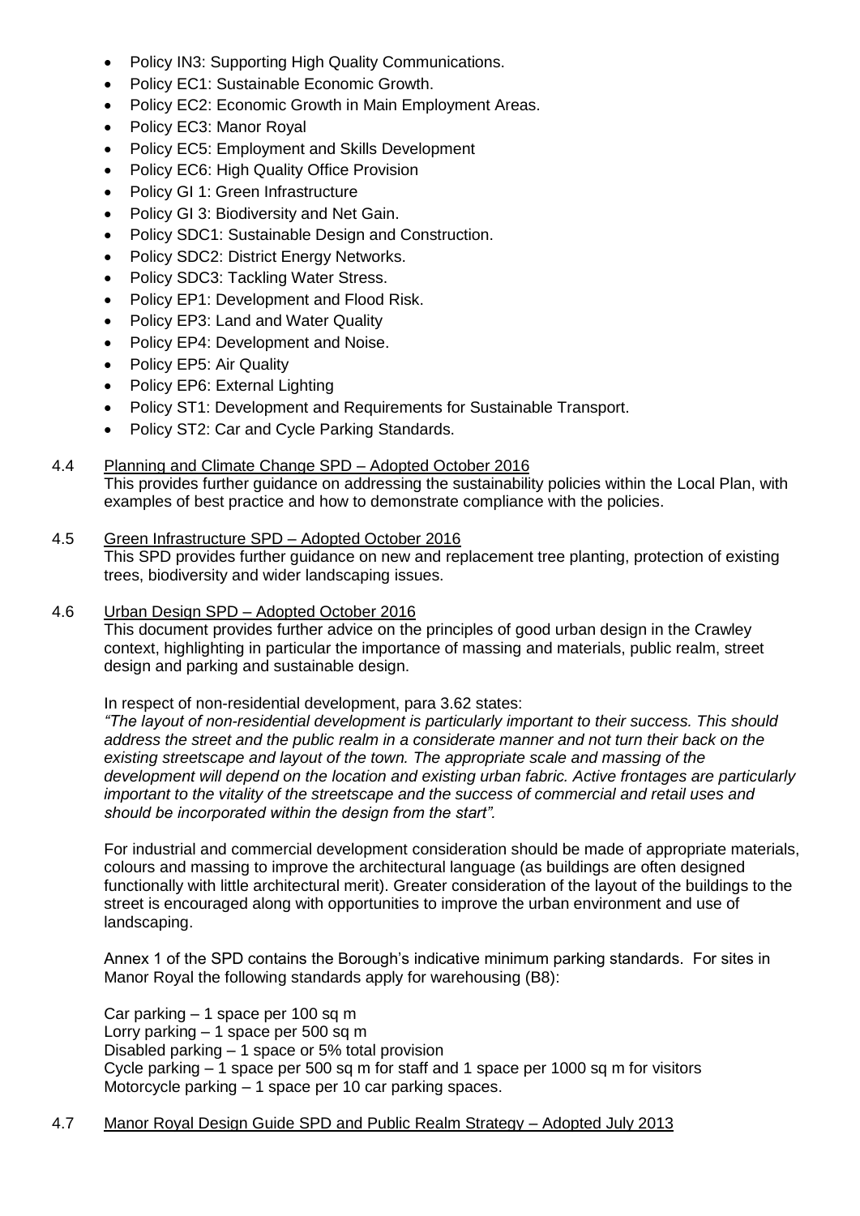- Policy IN3: Supporting High Quality Communications.
- Policy EC1: Sustainable Economic Growth.
- Policy EC2: Economic Growth in Main Employment Areas.
- Policy EC3: Manor Royal
- Policy EC5: Employment and Skills Development
- Policy EC6: High Quality Office Provision
- Policy GI 1: Green Infrastructure
- Policy GI 3: Biodiversity and Net Gain.
- Policy SDC1: Sustainable Design and Construction.
- Policy SDC2: District Energy Networks.
- Policy SDC3: Tackling Water Stress.
- Policy EP1: Development and Flood Risk.
- Policy EP3: Land and Water Quality
- Policy EP4: Development and Noise.
- Policy EP5: Air Quality
- Policy EP6: External Lighting
- Policy ST1: Development and Requirements for Sustainable Transport.
- Policy ST2: Car and Cycle Parking Standards.

4.4 Planning and Climate Change SPD – Adopted October 2016

This provides further guidance on addressing the sustainability policies within the Local Plan, with examples of best practice and how to demonstrate compliance with the policies.

4.5 Green Infrastructure SPD – Adopted October 2016

This SPD provides further guidance on new and replacement tree planting, protection of existing trees, biodiversity and wider landscaping issues.

4.6 Urban Design SPD – Adopted October 2016

This document provides further advice on the principles of good urban design in the Crawley context, highlighting in particular the importance of massing and materials, public realm, street design and parking and sustainable design.

In respect of non-residential development, para 3.62 states:

*"The layout of non-residential development is particularly important to their success. This should address the street and the public realm in a considerate manner and not turn their back on the existing streetscape and layout of the town. The appropriate scale and massing of the development will depend on the location and existing urban fabric. Active frontages are particularly important to the vitality of the streetscape and the success of commercial and retail uses and should be incorporated within the design from the start".*

For industrial and commercial development consideration should be made of appropriate materials, colours and massing to improve the architectural language (as buildings are often designed functionally with little architectural merit). Greater consideration of the layout of the buildings to the street is encouraged along with opportunities to improve the urban environment and use of landscaping.

Annex 1 of the SPD contains the Borough's indicative minimum parking standards. For sites in Manor Royal the following standards apply for warehousing (B8):

Car parking – 1 space per 100 sq m
Lorry parking – 1 space per 500 sq m
Disabled parking – 1 space or 5% total provision
Cycle parking – 1 space per 500 sq m for staff and 1 space per 1000 sq m for visitors
Motorcycle parking – 1 space per 10 car parking spaces.

4.7 Manor Royal Design Guide SPD and Public Realm Strategy – Adopted July 2013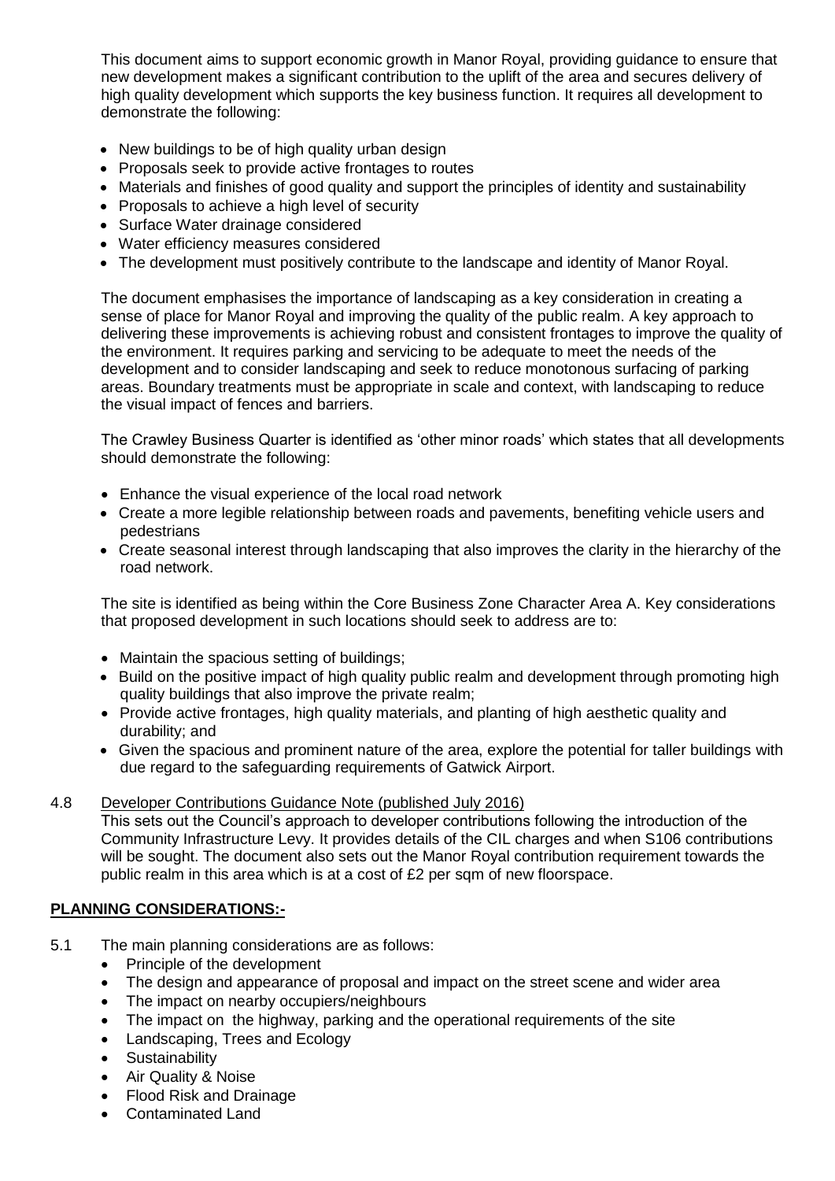This document aims to support economic growth in Manor Royal, providing guidance to ensure that new development makes a significant contribution to the uplift of the area and secures delivery of high quality development which supports the key business function. It requires all development to demonstrate the following:

- New buildings to be of high quality urban design
- Proposals seek to provide active frontages to routes
- Materials and finishes of good quality and support the principles of identity and sustainability
- Proposals to achieve a high level of security
- Surface Water drainage considered
- Water efficiency measures considered
- The development must positively contribute to the landscape and identity of Manor Royal.

The document emphasises the importance of landscaping as a key consideration in creating a sense of place for Manor Royal and improving the quality of the public realm. A key approach to delivering these improvements is achieving robust and consistent frontages to improve the quality of the environment. It requires parking and servicing to be adequate to meet the needs of the development and to consider landscaping and seek to reduce monotonous surfacing of parking areas. Boundary treatments must be appropriate in scale and context, with landscaping to reduce the visual impact of fences and barriers.

The Crawley Business Quarter is identified as 'other minor roads' which states that all developments should demonstrate the following:

- Enhance the visual experience of the local road network
- Create a more legible relationship between roads and pavements, benefiting vehicle users and pedestrians
- Create seasonal interest through landscaping that also improves the clarity in the hierarchy of the road network.

The site is identified as being within the Core Business Zone Character Area A. Key considerations that proposed development in such locations should seek to address are to:

- Maintain the spacious setting of buildings;
- Build on the positive impact of high quality public realm and development through promoting high quality buildings that also improve the private realm;
- Provide active frontages, high quality materials, and planting of high aesthetic quality and durability; and
- Given the spacious and prominent nature of the area, explore the potential for taller buildings with due regard to the safeguarding requirements of Gatwick Airport.

4.8 Developer Contributions Guidance Note (published July 2016)
This sets out the Council's approach to developer contributions following the introduction of the Community Infrastructure Levy. It provides details of the CIL charges and when S106 contributions will be sought. The document also sets out the Manor Royal contribution requirement towards the public realm in this area which is at a cost of £2 per sqm of new floorspace.

## PLANNING CONSIDERATIONS:-

5.1 The main planning considerations are as follows:

- Principle of the development
- The design and appearance of proposal and impact on the street scene and wider area
- The impact on nearby occupiers/neighbours
- The impact on the highway, parking and the operational requirements of the site
- Landscaping, Trees and Ecology
- Sustainability
- Air Quality & Noise
- Flood Risk and Drainage
- Contaminated Land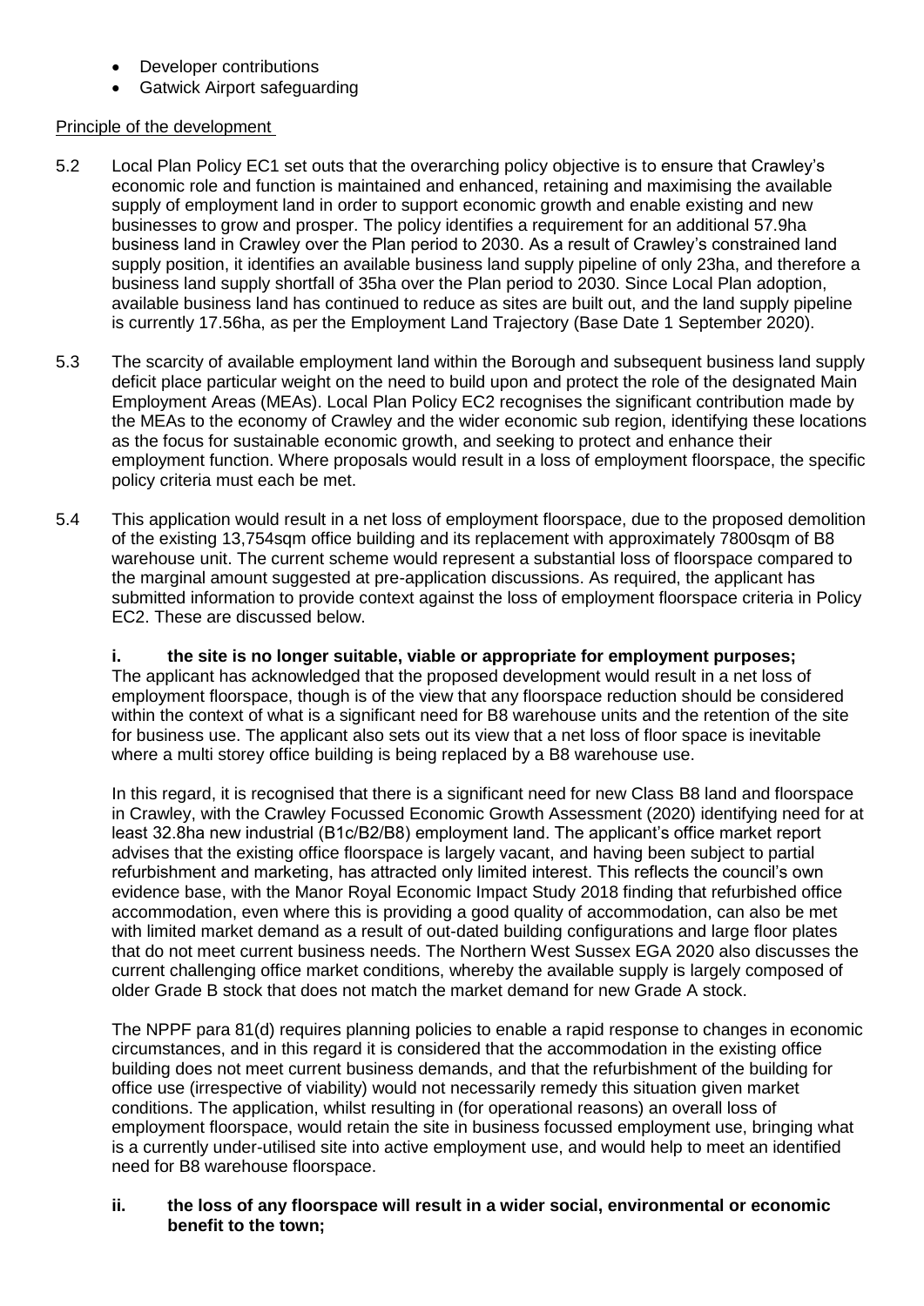- Developer contributions
- Gatwick Airport safeguarding

Principle of the development

5.2 Local Plan Policy EC1 set outs that the overarching policy objective is to ensure that Crawley's economic role and function is maintained and enhanced, retaining and maximising the available supply of employment land in order to support economic growth and enable existing and new businesses to grow and prosper. The policy identifies a requirement for an additional 57.9ha business land in Crawley over the Plan period to 2030. As a result of Crawley's constrained land supply position, it identifies an available business land supply pipeline of only 23ha, and therefore a business land supply shortfall of 35ha over the Plan period to 2030. Since Local Plan adoption, available business land has continued to reduce as sites are built out, and the land supply pipeline is currently 17.56ha, as per the Employment Land Trajectory (Base Date 1 September 2020).

5.3 The scarcity of available employment land within the Borough and subsequent business land supply deficit place particular weight on the need to build upon and protect the role of the designated Main Employment Areas (MEAs). Local Plan Policy EC2 recognises the significant contribution made by the MEAs to the economy of Crawley and the wider economic sub region, identifying these locations as the focus for sustainable economic growth, and seeking to protect and enhance their employment function. Where proposals would result in a loss of employment floorspace, the specific policy criteria must each be met.

5.4 This application would result in a net loss of employment floorspace, due to the proposed demolition of the existing 13,754sqm office building and its replacement with approximately 7800sqm of B8 warehouse unit. The current scheme would represent a substantial loss of floorspace compared to the marginal amount suggested at pre-application discussions. As required, the applicant has submitted information to provide context against the loss of employment floorspace criteria in Policy EC2. These are discussed below.

**i. the site is no longer suitable, viable or appropriate for employment purposes;**

The applicant has acknowledged that the proposed development would result in a net loss of employment floorspace, though is of the view that any floorspace reduction should be considered within the context of what is a significant need for B8 warehouse units and the retention of the site for business use. The applicant also sets out its view that a net loss of floor space is inevitable where a multi storey office building is being replaced by a B8 warehouse use.

In this regard, it is recognised that there is a significant need for new Class B8 land and floorspace in Crawley, with the Crawley Focussed Economic Growth Assessment (2020) identifying need for at least 32.8ha new industrial (B1c/B2/B8) employment land. The applicant's office market report advises that the existing office floorspace is largely vacant, and having been subject to partial refurbishment and marketing, has attracted only limited interest. This reflects the council's own evidence base, with the Manor Royal Economic Impact Study 2018 finding that refurbished office accommodation, even where this is providing a good quality of accommodation, can also be met with limited market demand as a result of out-dated building configurations and large floor plates that do not meet current business needs. The Northern West Sussex EGA 2020 also discusses the current challenging office market conditions, whereby the available supply is largely composed of older Grade B stock that does not match the market demand for new Grade A stock.

The NPPF para 81(d) requires planning policies to enable a rapid response to changes in economic circumstances, and in this regard it is considered that the accommodation in the existing office building does not meet current business demands, and that the refurbishment of the building for office use (irrespective of viability) would not necessarily remedy this situation given market conditions. The application, whilst resulting in (for operational reasons) an overall loss of employment floorspace, would retain the site in business focussed employment use, bringing what is a currently under-utilised site into active employment use, and would help to meet an identified need for B8 warehouse floorspace.

**ii. the loss of any floorspace will result in a wider social, environmental or economic benefit to the town;**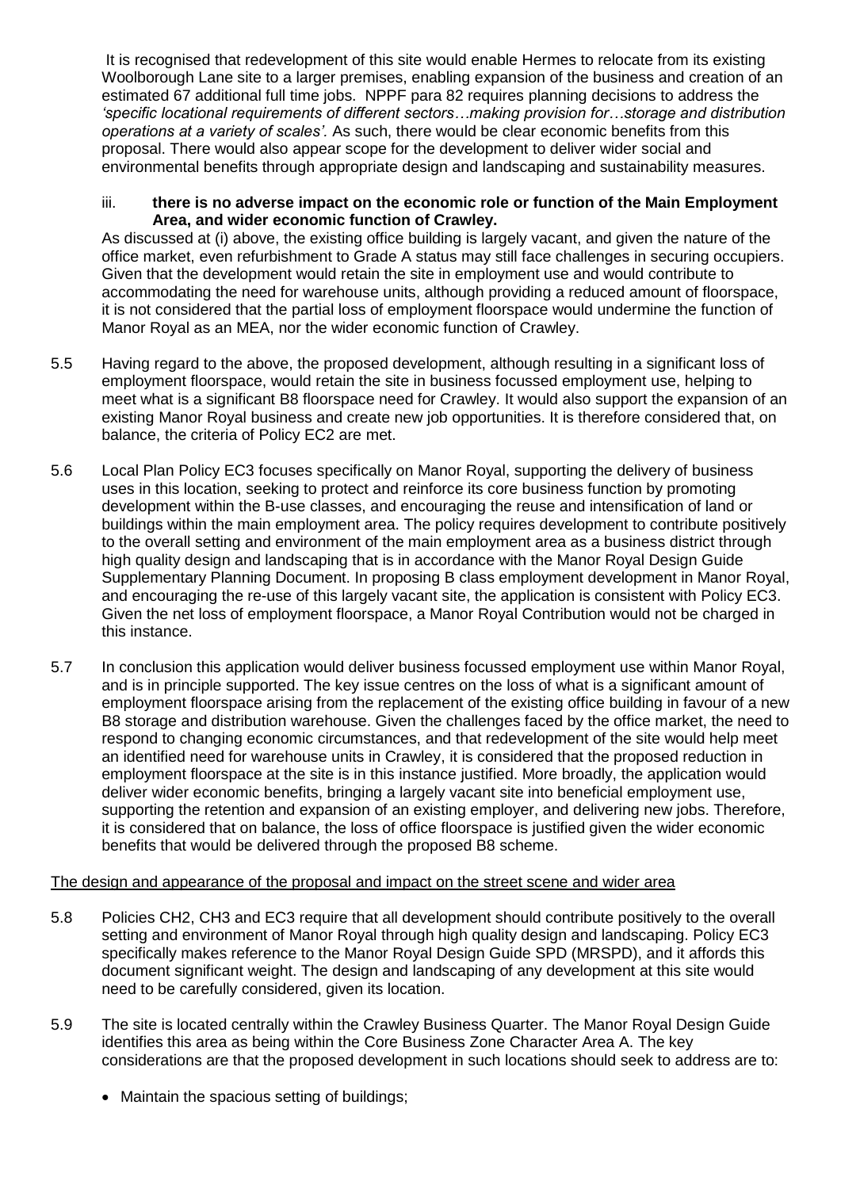It is recognised that redevelopment of this site would enable Hermes to relocate from its existing Woolborough Lane site to a larger premises, enabling expansion of the business and creation of an estimated 67 additional full time jobs. NPPF para 82 requires planning decisions to address the *'specific locational requirements of different sectors…making provision for…storage and distribution operations at a variety of scales'.* As such, there would be clear economic benefits from this proposal. There would also appear scope for the development to deliver wider social and environmental benefits through appropriate design and landscaping and sustainability measures.

iii. **there is no adverse impact on the economic role or function of the Main Employment Area, and wider economic function of Crawley.**

As discussed at (i) above, the existing office building is largely vacant, and given the nature of the office market, even refurbishment to Grade A status may still face challenges in securing occupiers. Given that the development would retain the site in employment use and would contribute to accommodating the need for warehouse units, although providing a reduced amount of floorspace, it is not considered that the partial loss of employment floorspace would undermine the function of Manor Royal as an MEA, nor the wider economic function of Crawley.

5.5 Having regard to the above, the proposed development, although resulting in a significant loss of employment floorspace, would retain the site in business focussed employment use, helping to meet what is a significant B8 floorspace need for Crawley. It would also support the expansion of an existing Manor Royal business and create new job opportunities. It is therefore considered that, on balance, the criteria of Policy EC2 are met.

5.6 Local Plan Policy EC3 focuses specifically on Manor Royal, supporting the delivery of business uses in this location, seeking to protect and reinforce its core business function by promoting development within the B-use classes, and encouraging the reuse and intensification of land or buildings within the main employment area. The policy requires development to contribute positively to the overall setting and environment of the main employment area as a business district through high quality design and landscaping that is in accordance with the Manor Royal Design Guide Supplementary Planning Document. In proposing B class employment development in Manor Royal, and encouraging the re-use of this largely vacant site, the application is consistent with Policy EC3. Given the net loss of employment floorspace, a Manor Royal Contribution would not be charged in this instance.

5.7 In conclusion this application would deliver business focussed employment use within Manor Royal, and is in principle supported. The key issue centres on the loss of what is a significant amount of employment floorspace arising from the replacement of the existing office building in favour of a new B8 storage and distribution warehouse. Given the challenges faced by the office market, the need to respond to changing economic circumstances, and that redevelopment of the site would help meet an identified need for warehouse units in Crawley, it is considered that the proposed reduction in employment floorspace at the site is in this instance justified. More broadly, the application would deliver wider economic benefits, bringing a largely vacant site into beneficial employment use, supporting the retention and expansion of an existing employer, and delivering new jobs. Therefore, it is considered that on balance, the loss of office floorspace is justified given the wider economic benefits that would be delivered through the proposed B8 scheme.

The design and appearance of the proposal and impact on the street scene and wider area

5.8 Policies CH2, CH3 and EC3 require that all development should contribute positively to the overall setting and environment of Manor Royal through high quality design and landscaping. Policy EC3 specifically makes reference to the Manor Royal Design Guide SPD (MRSPD), and it affords this document significant weight. The design and landscaping of any development at this site would need to be carefully considered, given its location.

5.9 The site is located centrally within the Crawley Business Quarter. The Manor Royal Design Guide identifies this area as being within the Core Business Zone Character Area A. The key considerations are that the proposed development in such locations should seek to address are to:

- Maintain the spacious setting of buildings;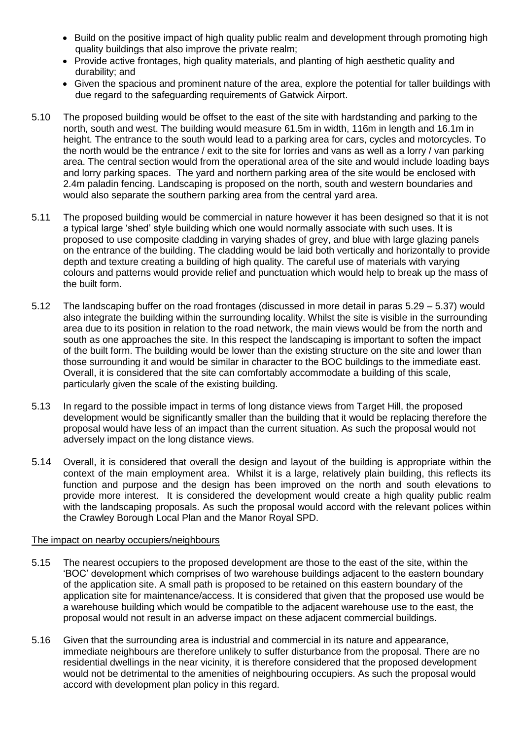- Build on the positive impact of high quality public realm and development through promoting high quality buildings that also improve the private realm;
- Provide active frontages, high quality materials, and planting of high aesthetic quality and durability; and
- Given the spacious and prominent nature of the area, explore the potential for taller buildings with due regard to the safeguarding requirements of Gatwick Airport.

5.10 The proposed building would be offset to the east of the site with hardstanding and parking to the north, south and west. The building would measure 61.5m in width, 116m in length and 16.1m in height. The entrance to the south would lead to a parking area for cars, cycles and motorcycles. To the north would be the entrance / exit to the site for lorries and vans as well as a lorry / van parking area. The central section would from the operational area of the site and would include loading bays and lorry parking spaces. The yard and northern parking area of the site would be enclosed with 2.4m paladin fencing. Landscaping is proposed on the north, south and western boundaries and would also separate the southern parking area from the central yard area.

5.11 The proposed building would be commercial in nature however it has been designed so that it is not a typical large 'shed' style building which one would normally associate with such uses. It is proposed to use composite cladding in varying shades of grey, and blue with large glazing panels on the entrance of the building. The cladding would be laid both vertically and horizontally to provide depth and texture creating a building of high quality. The careful use of materials with varying colours and patterns would provide relief and punctuation which would help to break up the mass of the built form.

5.12 The landscaping buffer on the road frontages (discussed in more detail in paras 5.29 – 5.37) would also integrate the building within the surrounding locality. Whilst the site is visible in the surrounding area due to its position in relation to the road network, the main views would be from the north and south as one approaches the site. In this respect the landscaping is important to soften the impact of the built form. The building would be lower than the existing structure on the site and lower than those surrounding it and would be similar in character to the BOC buildings to the immediate east. Overall, it is considered that the site can comfortably accommodate a building of this scale, particularly given the scale of the existing building.

5.13 In regard to the possible impact in terms of long distance views from Target Hill, the proposed development would be significantly smaller than the building that it would be replacing therefore the proposal would have less of an impact than the current situation. As such the proposal would not adversely impact on the long distance views.

5.14 Overall, it is considered that overall the design and layout of the building is appropriate within the context of the main employment area. Whilst it is a large, relatively plain building, this reflects its function and purpose and the design has been improved on the north and south elevations to provide more interest. It is considered the development would create a high quality public realm with the landscaping proposals. As such the proposal would accord with the relevant polices within the Crawley Borough Local Plan and the Manor Royal SPD.

The impact on nearby occupiers/neighbours

5.15 The nearest occupiers to the proposed development are those to the east of the site, within the 'BOC' development which comprises of two warehouse buildings adjacent to the eastern boundary of the application site. A small path is proposed to be retained on this eastern boundary of the application site for maintenance/access. It is considered that given that the proposed use would be a warehouse building which would be compatible to the adjacent warehouse use to the east, the proposal would not result in an adverse impact on these adjacent commercial buildings.

5.16 Given that the surrounding area is industrial and commercial in its nature and appearance, immediate neighbours are therefore unlikely to suffer disturbance from the proposal. There are no residential dwellings in the near vicinity, it is therefore considered that the proposed development would not be detrimental to the amenities of neighbouring occupiers. As such the proposal would accord with development plan policy in this regard.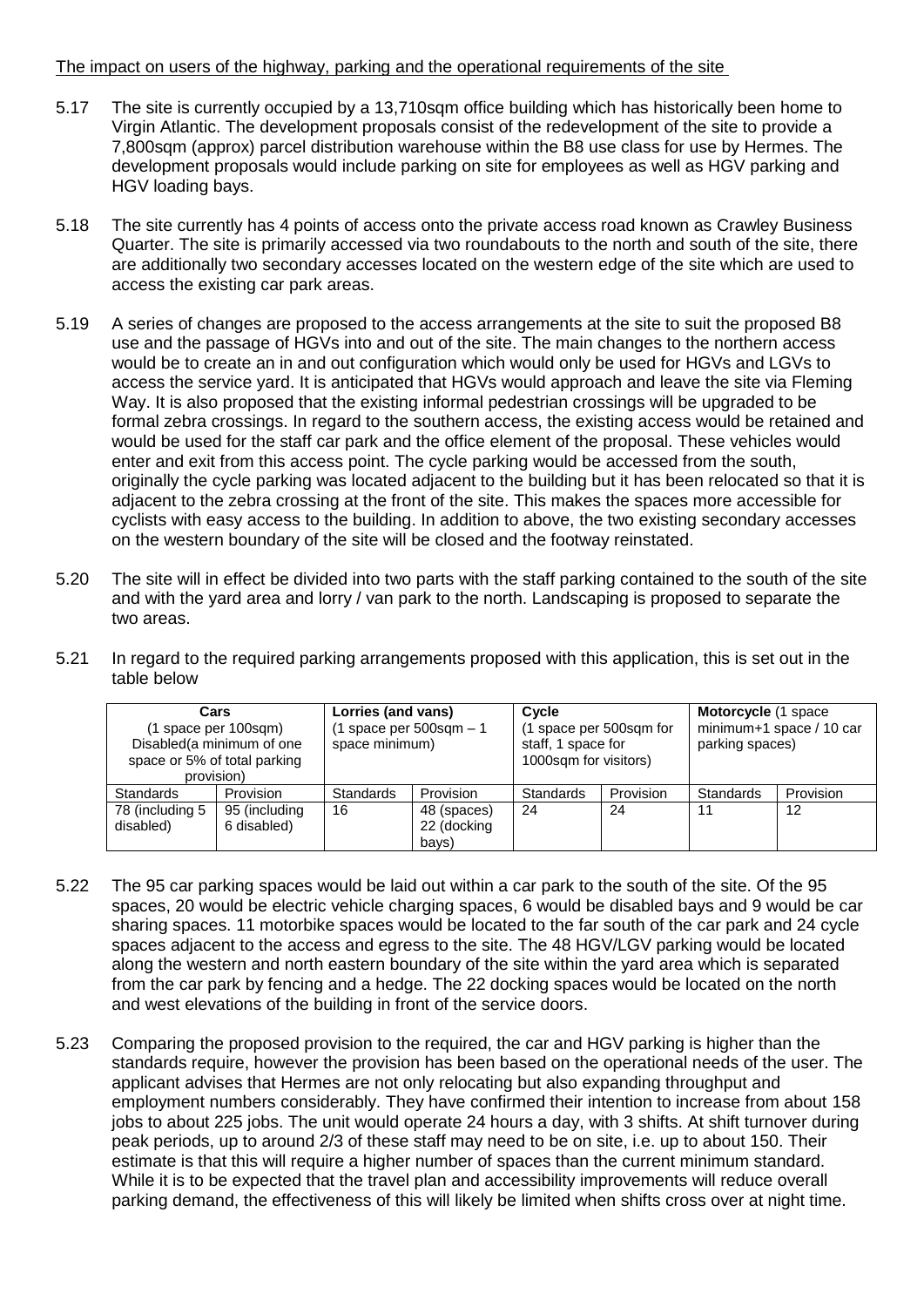The impact on users of the highway, parking and the operational requirements of the site

5.17 The site is currently occupied by a 13,710sqm office building which has historically been home to Virgin Atlantic. The development proposals consist of the redevelopment of the site to provide a 7,800sqm (approx) parcel distribution warehouse within the B8 use class for use by Hermes. The development proposals would include parking on site for employees as well as HGV parking and HGV loading bays.

5.18 The site currently has 4 points of access onto the private access road known as Crawley Business Quarter. The site is primarily accessed via two roundabouts to the north and south of the site, there are additionally two secondary accesses located on the western edge of the site which are used to access the existing car park areas.

5.19 A series of changes are proposed to the access arrangements at the site to suit the proposed B8 use and the passage of HGVs into and out of the site. The main changes to the northern access would be to create an in and out configuration which would only be used for HGVs and LGVs to access the service yard. It is anticipated that HGVs would approach and leave the site via Fleming Way. It is also proposed that the existing informal pedestrian crossings will be upgraded to be formal zebra crossings. In regard to the southern access, the existing access would be retained and would be used for the staff car park and the office element of the proposal. These vehicles would enter and exit from this access point. The cycle parking would be accessed from the south, originally the cycle parking was located adjacent to the building but it has been relocated so that it is adjacent to the zebra crossing at the front of the site. This makes the spaces more accessible for cyclists with easy access to the building. In addition to above, the two existing secondary accesses on the western boundary of the site will be closed and the footway reinstated.

5.20 The site will in effect be divided into two parts with the staff parking contained to the south of the site and with the yard area and lorry / van park to the north. Landscaping is proposed to separate the two areas.

5.21 In regard to the required parking arrangements proposed with this application, this is set out in the table below

| **Cars** (1 space per 100sqm) Disabled(a minimum of one space or 5% of total parking provision) | | **Lorries (and vans)** (1 space per 500sqm – 1 space minimum) | | **Cycle** (1 space per 500sqm for staff, 1 space for 1000sqm for visitors) | | **Motorcycle** (1 space minimum+1 space / 10 car parking spaces) | |
|---|---|---|---|---|---|---|---|
| Standards | Provision | Standards | Provision | Standards | Provision | Standards | Provision |
| 78 (including 5 disabled) | 95 (including 6 disabled) | 16 | 48 (spaces) 22 (docking bays) | 24 | 24 | 11 | 12 |

5.22 The 95 car parking spaces would be laid out within a car park to the south of the site. Of the 95 spaces, 20 would be electric vehicle charging spaces, 6 would be disabled bays and 9 would be car sharing spaces. 11 motorbike spaces would be located to the far south of the car park and 24 cycle spaces adjacent to the access and egress to the site. The 48 HGV/LGV parking would be located along the western and north eastern boundary of the site within the yard area which is separated from the car park by fencing and a hedge. The 22 docking spaces would be located on the north and west elevations of the building in front of the service doors.

5.23 Comparing the proposed provision to the required, the car and HGV parking is higher than the standards require, however the provision has been based on the operational needs of the user. The applicant advises that Hermes are not only relocating but also expanding throughput and employment numbers considerably. They have confirmed their intention to increase from about 158 jobs to about 225 jobs. The unit would operate 24 hours a day, with 3 shifts. At shift turnover during peak periods, up to around 2/3 of these staff may need to be on site, i.e. up to about 150. Their estimate is that this will require a higher number of spaces than the current minimum standard. While it is to be expected that the travel plan and accessibility improvements will reduce overall parking demand, the effectiveness of this will likely be limited when shifts cross over at night time.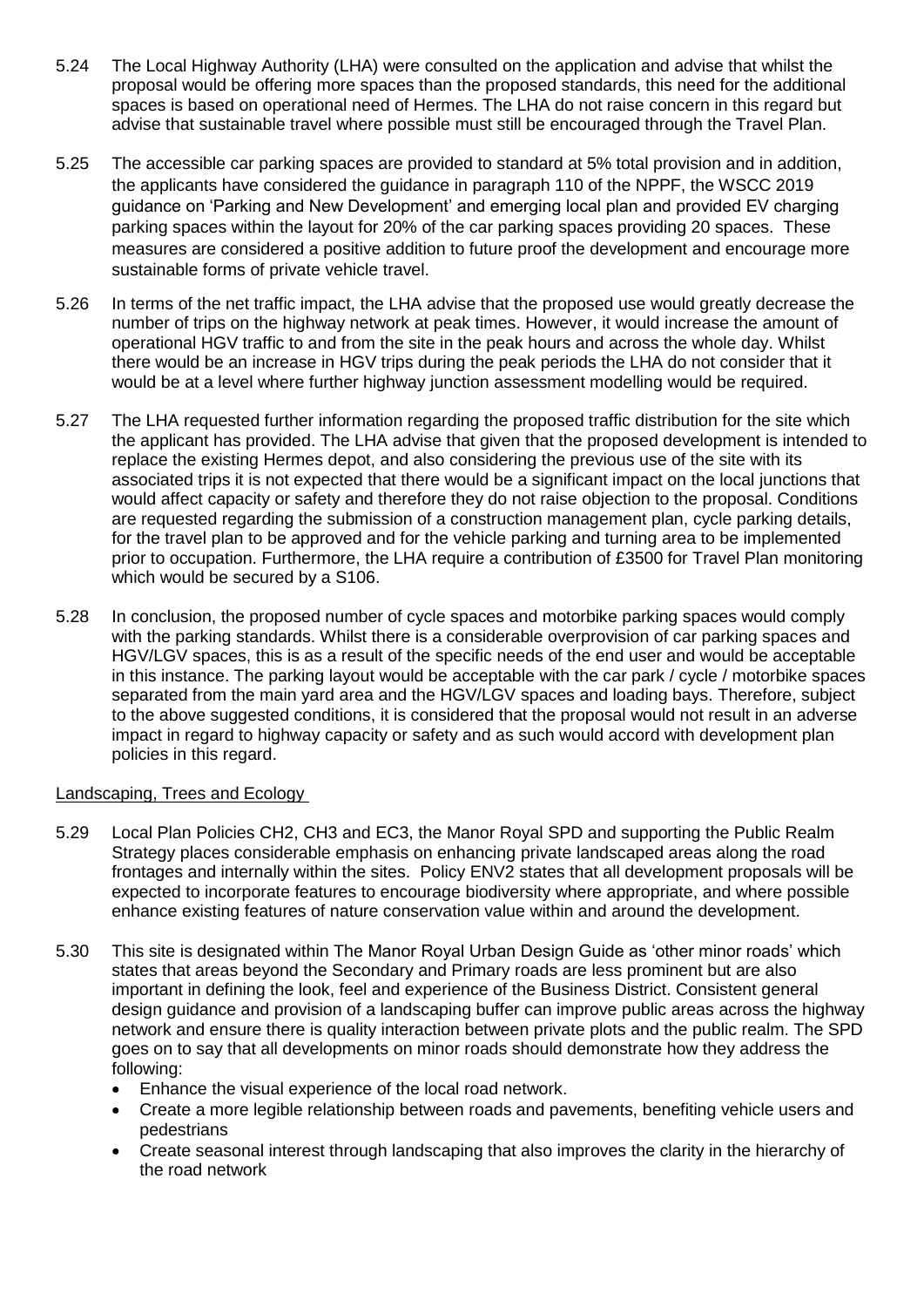5.24 The Local Highway Authority (LHA) were consulted on the application and advise that whilst the proposal would be offering more spaces than the proposed standards, this need for the additional spaces is based on operational need of Hermes. The LHA do not raise concern in this regard but advise that sustainable travel where possible must still be encouraged through the Travel Plan.

5.25 The accessible car parking spaces are provided to standard at 5% total provision and in addition, the applicants have considered the guidance in paragraph 110 of the NPPF, the WSCC 2019 guidance on 'Parking and New Development' and emerging local plan and provided EV charging parking spaces within the layout for 20% of the car parking spaces providing 20 spaces. These measures are considered a positive addition to future proof the development and encourage more sustainable forms of private vehicle travel.

5.26 In terms of the net traffic impact, the LHA advise that the proposed use would greatly decrease the number of trips on the highway network at peak times. However, it would increase the amount of operational HGV traffic to and from the site in the peak hours and across the whole day. Whilst there would be an increase in HGV trips during the peak periods the LHA do not consider that it would be at a level where further highway junction assessment modelling would be required.

5.27 The LHA requested further information regarding the proposed traffic distribution for the site which the applicant has provided. The LHA advise that given that the proposed development is intended to replace the existing Hermes depot, and also considering the previous use of the site with its associated trips it is not expected that there would be a significant impact on the local junctions that would affect capacity or safety and therefore they do not raise objection to the proposal. Conditions are requested regarding the submission of a construction management plan, cycle parking details, for the travel plan to be approved and for the vehicle parking and turning area to be implemented prior to occupation. Furthermore, the LHA require a contribution of £3500 for Travel Plan monitoring which would be secured by a S106.

5.28 In conclusion, the proposed number of cycle spaces and motorbike parking spaces would comply with the parking standards. Whilst there is a considerable overprovision of car parking spaces and HGV/LGV spaces, this is as a result of the specific needs of the end user and would be acceptable in this instance. The parking layout would be acceptable with the car park / cycle / motorbike spaces separated from the main yard area and the HGV/LGV spaces and loading bays. Therefore, subject to the above suggested conditions, it is considered that the proposal would not result in an adverse impact in regard to highway capacity or safety and as such would accord with development plan policies in this regard.

## Landscaping, Trees and Ecology

5.29 Local Plan Policies CH2, CH3 and EC3, the Manor Royal SPD and supporting the Public Realm Strategy places considerable emphasis on enhancing private landscaped areas along the road frontages and internally within the sites. Policy ENV2 states that all development proposals will be expected to incorporate features to encourage biodiversity where appropriate, and where possible enhance existing features of nature conservation value within and around the development.

5.30 This site is designated within The Manor Royal Urban Design Guide as 'other minor roads' which states that areas beyond the Secondary and Primary roads are less prominent but are also important in defining the look, feel and experience of the Business District. Consistent general design guidance and provision of a landscaping buffer can improve public areas across the highway network and ensure there is quality interaction between private plots and the public realm. The SPD goes on to say that all developments on minor roads should demonstrate how they address the following:

- Enhance the visual experience of the local road network.
- Create a more legible relationship between roads and pavements, benefiting vehicle users and pedestrians
- Create seasonal interest through landscaping that also improves the clarity in the hierarchy of the road network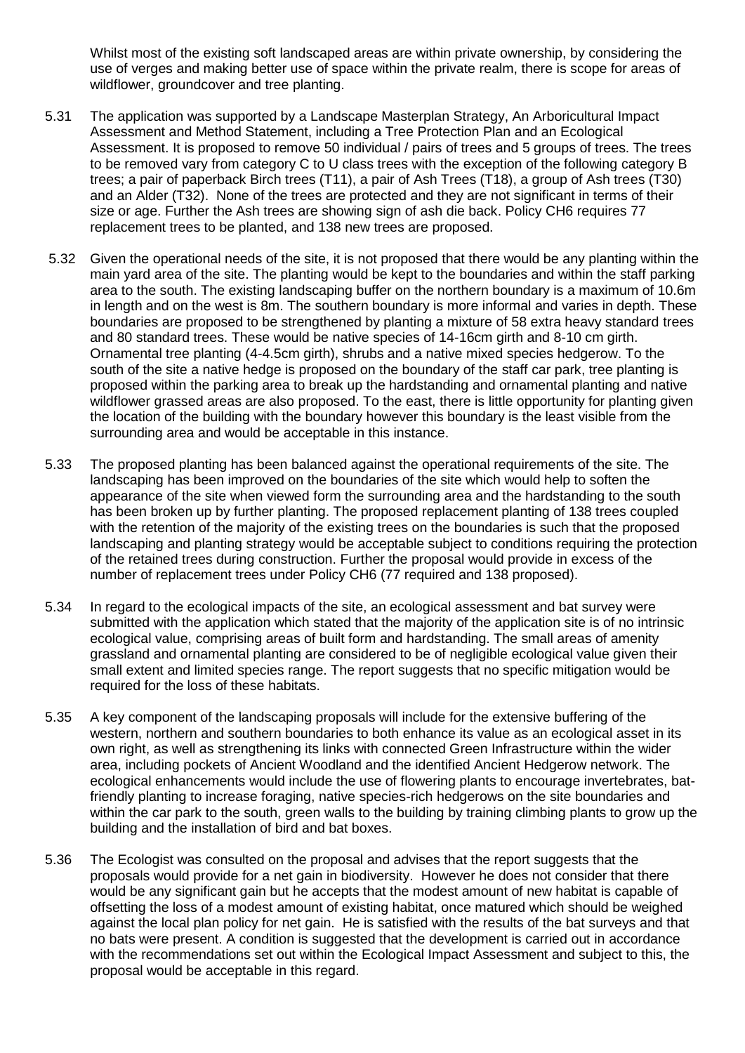Whilst most of the existing soft landscaped areas are within private ownership, by considering the use of verges and making better use of space within the private realm, there is scope for areas of wildflower, groundcover and tree planting.

5.31 The application was supported by a Landscape Masterplan Strategy, An Arboricultural Impact Assessment and Method Statement, including a Tree Protection Plan and an Ecological Assessment. It is proposed to remove 50 individual / pairs of trees and 5 groups of trees. The trees to be removed vary from category C to U class trees with the exception of the following category B trees; a pair of paperback Birch trees (T11), a pair of Ash Trees (T18), a group of Ash trees (T30) and an Alder (T32). None of the trees are protected and they are not significant in terms of their size or age. Further the Ash trees are showing sign of ash die back. Policy CH6 requires 77 replacement trees to be planted, and 138 new trees are proposed.

5.32 Given the operational needs of the site, it is not proposed that there would be any planting within the main yard area of the site. The planting would be kept to the boundaries and within the staff parking area to the south. The existing landscaping buffer on the northern boundary is a maximum of 10.6m in length and on the west is 8m. The southern boundary is more informal and varies in depth. These boundaries are proposed to be strengthened by planting a mixture of 58 extra heavy standard trees and 80 standard trees. These would be native species of 14-16cm girth and 8-10 cm girth. Ornamental tree planting (4-4.5cm girth), shrubs and a native mixed species hedgerow. To the south of the site a native hedge is proposed on the boundary of the staff car park, tree planting is proposed within the parking area to break up the hardstanding and ornamental planting and native wildflower grassed areas are also proposed. To the east, there is little opportunity for planting given the location of the building with the boundary however this boundary is the least visible from the surrounding area and would be acceptable in this instance.

5.33 The proposed planting has been balanced against the operational requirements of the site. The landscaping has been improved on the boundaries of the site which would help to soften the appearance of the site when viewed form the surrounding area and the hardstanding to the south has been broken up by further planting. The proposed replacement planting of 138 trees coupled with the retention of the majority of the existing trees on the boundaries is such that the proposed landscaping and planting strategy would be acceptable subject to conditions requiring the protection of the retained trees during construction. Further the proposal would provide in excess of the number of replacement trees under Policy CH6 (77 required and 138 proposed).

5.34 In regard to the ecological impacts of the site, an ecological assessment and bat survey were submitted with the application which stated that the majority of the application site is of no intrinsic ecological value, comprising areas of built form and hardstanding. The small areas of amenity grassland and ornamental planting are considered to be of negligible ecological value given their small extent and limited species range. The report suggests that no specific mitigation would be required for the loss of these habitats.

5.35 A key component of the landscaping proposals will include for the extensive buffering of the western, northern and southern boundaries to both enhance its value as an ecological asset in its own right, as well as strengthening its links with connected Green Infrastructure within the wider area, including pockets of Ancient Woodland and the identified Ancient Hedgerow network. The ecological enhancements would include the use of flowering plants to encourage invertebrates, bat-friendly planting to increase foraging, native species-rich hedgerows on the site boundaries and within the car park to the south, green walls to the building by training climbing plants to grow up the building and the installation of bird and bat boxes.

5.36 The Ecologist was consulted on the proposal and advises that the report suggests that the proposals would provide for a net gain in biodiversity. However he does not consider that there would be any significant gain but he accepts that the modest amount of new habitat is capable of offsetting the loss of a modest amount of existing habitat, once matured which should be weighed against the local plan policy for net gain. He is satisfied with the results of the bat surveys and that no bats were present. A condition is suggested that the development is carried out in accordance with the recommendations set out within the Ecological Impact Assessment and subject to this, the proposal would be acceptable in this regard.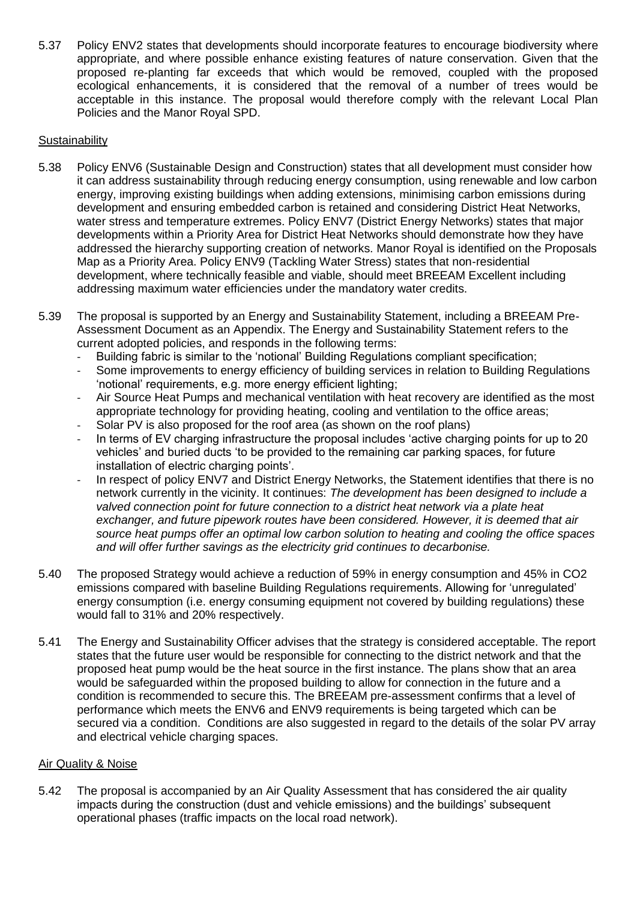5.37 Policy ENV2 states that developments should incorporate features to encourage biodiversity where appropriate, and where possible enhance existing features of nature conservation. Given that the proposed re-planting far exceeds that which would be removed, coupled with the proposed ecological enhancements, it is considered that the removal of a number of trees would be acceptable in this instance. The proposal would therefore comply with the relevant Local Plan Policies and the Manor Royal SPD.

## Sustainability

5.38 Policy ENV6 (Sustainable Design and Construction) states that all development must consider how it can address sustainability through reducing energy consumption, using renewable and low carbon energy, improving existing buildings when adding extensions, minimising carbon emissions during development and ensuring embedded carbon is retained and considering District Heat Networks, water stress and temperature extremes. Policy ENV7 (District Energy Networks) states that major developments within a Priority Area for District Heat Networks should demonstrate how they have addressed the hierarchy supporting creation of networks. Manor Royal is identified on the Proposals Map as a Priority Area. Policy ENV9 (Tackling Water Stress) states that non-residential development, where technically feasible and viable, should meet BREEAM Excellent including addressing maximum water efficiencies under the mandatory water credits.

5.39 The proposal is supported by an Energy and Sustainability Statement, including a BREEAM Pre-Assessment Document as an Appendix. The Energy and Sustainability Statement refers to the current adopted policies, and responds in the following terms:

- Building fabric is similar to the 'notional' Building Regulations compliant specification;
- Some improvements to energy efficiency of building services in relation to Building Regulations 'notional' requirements, e.g. more energy efficient lighting;
- Air Source Heat Pumps and mechanical ventilation with heat recovery are identified as the most appropriate technology for providing heating, cooling and ventilation to the office areas;
- Solar PV is also proposed for the roof area (as shown on the roof plans)
- In terms of EV charging infrastructure the proposal includes 'active charging points for up to 20 vehicles' and buried ducts 'to be provided to the remaining car parking spaces, for future installation of electric charging points'.
- In respect of policy ENV7 and District Energy Networks, the Statement identifies that there is no network currently in the vicinity. It continues: *The development has been designed to include a valved connection point for future connection to a district heat network via a plate heat exchanger, and future pipework routes have been considered. However, it is deemed that air source heat pumps offer an optimal low carbon solution to heating and cooling the office spaces and will offer further savings as the electricity grid continues to decarbonise.*

5.40 The proposed Strategy would achieve a reduction of 59% in energy consumption and 45% in $CO_2$ emissions compared with baseline Building Regulations requirements. Allowing for 'unregulated' energy consumption (i.e. energy consuming equipment not covered by building regulations) these would fall to 31% and 20% respectively.

5.41 The Energy and Sustainability Officer advises that the strategy is considered acceptable. The report states that the future user would be responsible for connecting to the district network and that the proposed heat pump would be the heat source in the first instance. The plans show that an area would be safeguarded within the proposed building to allow for connection in the future and a condition is recommended to secure this. The BREEAM pre-assessment confirms that a level of performance which meets the ENV6 and ENV9 requirements is being targeted which can be secured via a condition. Conditions are also suggested in regard to the details of the solar PV array and electrical vehicle charging spaces.

## Air Quality & Noise

5.42 The proposal is accompanied by an Air Quality Assessment that has considered the air quality impacts during the construction (dust and vehicle emissions) and the buildings' subsequent operational phases (traffic impacts on the local road network).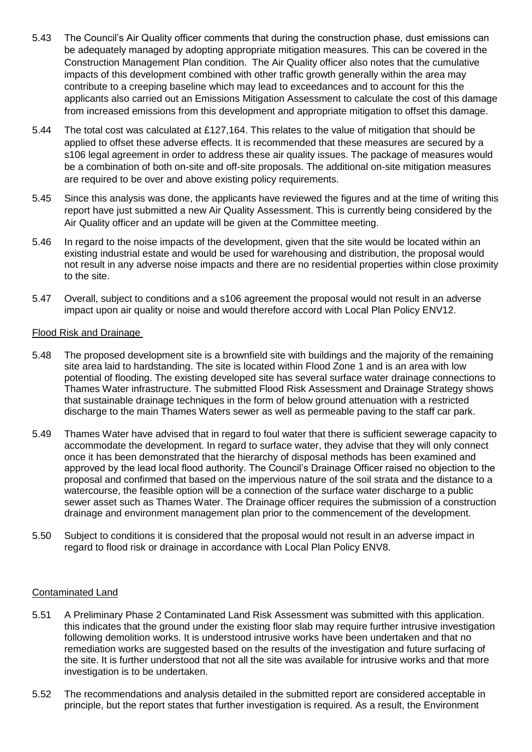5.43 The Council's Air Quality officer comments that during the construction phase, dust emissions can be adequately managed by adopting appropriate mitigation measures. This can be covered in the Construction Management Plan condition. The Air Quality officer also notes that the cumulative impacts of this development combined with other traffic growth generally within the area may contribute to a creeping baseline which may lead to exceedances and to account for this the applicants also carried out an Emissions Mitigation Assessment to calculate the cost of this damage from increased emissions from this development and appropriate mitigation to offset this damage.

5.44 The total cost was calculated at £127,164. This relates to the value of mitigation that should be applied to offset these adverse effects. It is recommended that these measures are secured by a s106 legal agreement in order to address these air quality issues. The package of measures would be a combination of both on-site and off-site proposals. The additional on-site mitigation measures are required to be over and above existing policy requirements.

5.45 Since this analysis was done, the applicants have reviewed the figures and at the time of writing this report have just submitted a new Air Quality Assessment. This is currently being considered by the Air Quality officer and an update will be given at the Committee meeting.

5.46 In regard to the noise impacts of the development, given that the site would be located within an existing industrial estate and would be used for warehousing and distribution, the proposal would not result in any adverse noise impacts and there are no residential properties within close proximity to the site.

5.47 Overall, subject to conditions and a s106 agreement the proposal would not result in an adverse impact upon air quality or noise and would therefore accord with Local Plan Policy ENV12.

## Flood Risk and Drainage

5.48 The proposed development site is a brownfield site with buildings and the majority of the remaining site area laid to hardstanding. The site is located within Flood Zone 1 and is an area with low potential of flooding. The existing developed site has several surface water drainage connections to Thames Water infrastructure. The submitted Flood Risk Assessment and Drainage Strategy shows that sustainable drainage techniques in the form of below ground attenuation with a restricted discharge to the main Thames Waters sewer as well as permeable paving to the staff car park.

5.49 Thames Water have advised that in regard to foul water that there is sufficient sewerage capacity to accommodate the development. In regard to surface water, they advise that they will only connect once it has been demonstrated that the hierarchy of disposal methods has been examined and approved by the lead local flood authority. The Council's Drainage Officer raised no objection to the proposal and confirmed that based on the impervious nature of the soil strata and the distance to a watercourse, the feasible option will be a connection of the surface water discharge to a public sewer asset such as Thames Water. The Drainage officer requires the submission of a construction drainage and environment management plan prior to the commencement of the development.

5.50 Subject to conditions it is considered that the proposal would not result in an adverse impact in regard to flood risk or drainage in accordance with Local Plan Policy ENV8.

## Contaminated Land

5.51 A Preliminary Phase 2 Contaminated Land Risk Assessment was submitted with this application. this indicates that the ground under the existing floor slab may require further intrusive investigation following demolition works. It is understood intrusive works have been undertaken and that no remediation works are suggested based on the results of the investigation and future surfacing of the site. It is further understood that not all the site was available for intrusive works and that more investigation is to be undertaken.

5.52 The recommendations and analysis detailed in the submitted report are considered acceptable in principle, but the report states that further investigation is required. As a result, the Environment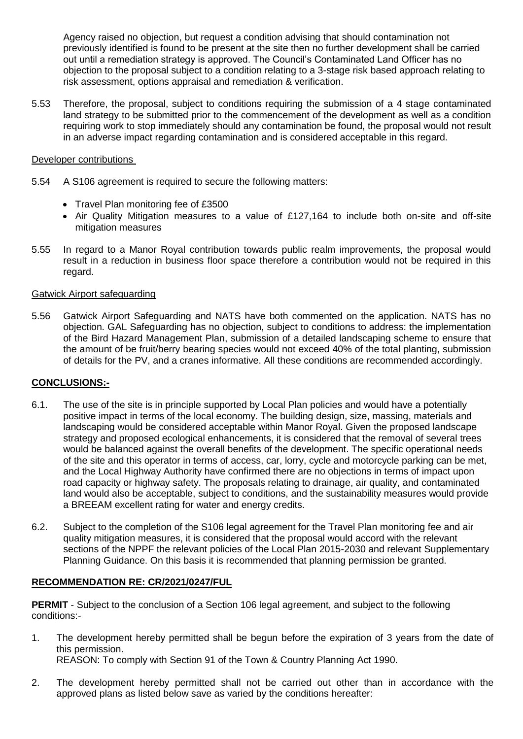Agency raised no objection, but request a condition advising that should contamination not previously identified is found to be present at the site then no further development shall be carried out until a remediation strategy is approved. The Council's Contaminated Land Officer has no objection to the proposal subject to a condition relating to a 3-stage risk based approach relating to risk assessment, options appraisal and remediation & verification.

5.53 Therefore, the proposal, subject to conditions requiring the submission of a 4 stage contaminated land strategy to be submitted prior to the commencement of the development as well as a condition requiring work to stop immediately should any contamination be found, the proposal would not result in an adverse impact regarding contamination and is considered acceptable in this regard.

Developer contributions

5.54 A S106 agreement is required to secure the following matters:

- Travel Plan monitoring fee of £3500
- Air Quality Mitigation measures to a value of £127,164 to include both on-site and off-site mitigation measures

5.55 In regard to a Manor Royal contribution towards public realm improvements, the proposal would result in a reduction in business floor space therefore a contribution would not be required in this regard.

Gatwick Airport safeguarding

5.56 Gatwick Airport Safeguarding and NATS have both commented on the application. NATS has no objection. GAL Safeguarding has no objection, subject to conditions to address: the implementation of the Bird Hazard Management Plan, submission of a detailed landscaping scheme to ensure that the amount of be fruit/berry bearing species would not exceed 40% of the total planting, submission of details for the PV, and a cranes informative. All these conditions are recommended accordingly.

## CONCLUSIONS:-

6.1. The use of the site is in principle supported by Local Plan policies and would have a potentially positive impact in terms of the local economy. The building design, size, massing, materials and landscaping would be considered acceptable within Manor Royal. Given the proposed landscape strategy and proposed ecological enhancements, it is considered that the removal of several trees would be balanced against the overall benefits of the development. The specific operational needs of the site and this operator in terms of access, car, lorry, cycle and motorcycle parking can be met, and the Local Highway Authority have confirmed there are no objections in terms of impact upon road capacity or highway safety. The proposals relating to drainage, air quality, and contaminated land would also be acceptable, subject to conditions, and the sustainability measures would provide a BREEAM excellent rating for water and energy credits.

6.2. Subject to the completion of the S106 legal agreement for the Travel Plan monitoring fee and air quality mitigation measures, it is considered that the proposal would accord with the relevant sections of the NPPF the relevant policies of the Local Plan 2015-2030 and relevant Supplementary Planning Guidance. On this basis it is recommended that planning permission be granted.

## RECOMMENDATION RE: CR/2021/0247/FUL

**PERMIT** - Subject to the conclusion of a Section 106 legal agreement, and subject to the following conditions:-

1. The development hereby permitted shall be begun before the expiration of 3 years from the date of this permission.
   REASON: To comply with Section 91 of the Town & Country Planning Act 1990.

2. The development hereby permitted shall not be carried out other than in accordance with the approved plans as listed below save as varied by the conditions hereafter: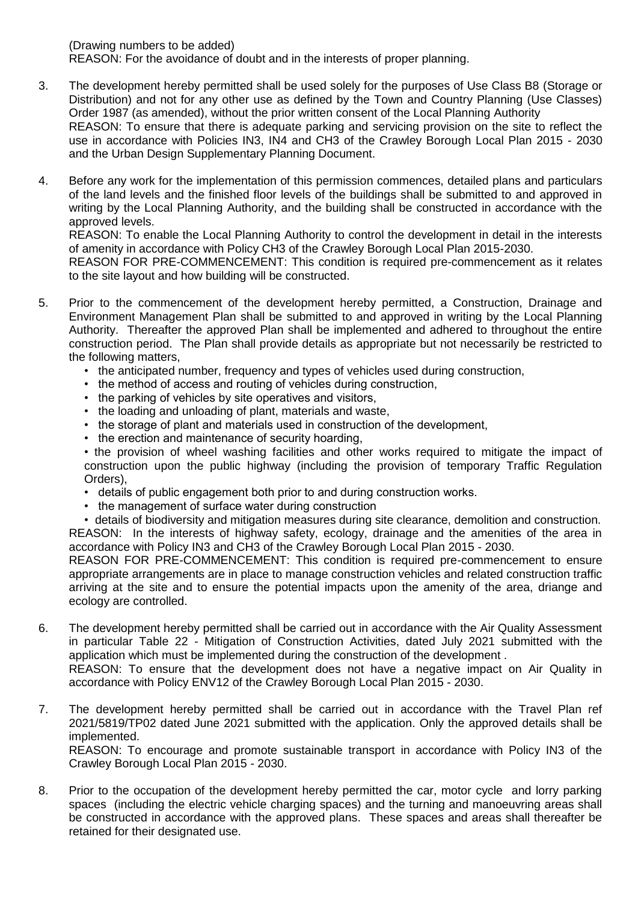(Drawing numbers to be added)
REASON: For the avoidance of doubt and in the interests of proper planning.

3. The development hereby permitted shall be used solely for the purposes of Use Class B8 (Storage or Distribution) and not for any other use as defined by the Town and Country Planning (Use Classes) Order 1987 (as amended), without the prior written consent of the Local Planning Authority
   REASON: To ensure that there is adequate parking and servicing provision on the site to reflect the use in accordance with Policies IN3, IN4 and CH3 of the Crawley Borough Local Plan 2015 - 2030 and the Urban Design Supplementary Planning Document.

4. Before any work for the implementation of this permission commences, detailed plans and particulars of the land levels and the finished floor levels of the buildings shall be submitted to and approved in writing by the Local Planning Authority, and the building shall be constructed in accordance with the approved levels.
   REASON: To enable the Local Planning Authority to control the development in detail in the interests of amenity in accordance with Policy CH3 of the Crawley Borough Local Plan 2015-2030.
   REASON FOR PRE-COMMENCEMENT: This condition is required pre-commencement as it relates to the site layout and how building will be constructed.

5. Prior to the commencement of the development hereby permitted, a Construction, Drainage and Environment Management Plan shall be submitted to and approved in writing by the Local Planning Authority. Thereafter the approved Plan shall be implemented and adhered to throughout the entire construction period. The Plan shall provide details as appropriate but not necessarily be restricted to the following matters,
   - the anticipated number, frequency and types of vehicles used during construction,
   - the method of access and routing of vehicles during construction,
   - the parking of vehicles by site operatives and visitors,
   - the loading and unloading of plant, materials and waste,
   - the storage of plant and materials used in construction of the development,
   - the erection and maintenance of security hoarding,
   - the provision of wheel washing facilities and other works required to mitigate the impact of construction upon the public highway (including the provision of temporary Traffic Regulation Orders),
   - details of public engagement both prior to and during construction works.
   - the management of surface water during construction
   - details of biodiversity and mitigation measures during site clearance, demolition and construction.

   REASON: In the interests of highway safety, ecology, drainage and the amenities of the area in accordance with Policy IN3 and CH3 of the Crawley Borough Local Plan 2015 - 2030.
   REASON FOR PRE-COMMENCEMENT: This condition is required pre-commencement to ensure appropriate arrangements are in place to manage construction vehicles and related construction traffic arriving at the site and to ensure the potential impacts upon the amenity of the area, driange and ecology are controlled.

6. The development hereby permitted shall be carried out in accordance with the Air Quality Assessment in particular Table 22 - Mitigation of Construction Activities, dated July 2021 submitted with the application which must be implemented during the construction of the development .
   REASON: To ensure that the development does not have a negative impact on Air Quality in accordance with Policy ENV12 of the Crawley Borough Local Plan 2015 - 2030.

7. The development hereby permitted shall be carried out in accordance with the Travel Plan ref 2021/5819/TP02 dated June 2021 submitted with the application. Only the approved details shall be implemented.
   REASON: To encourage and promote sustainable transport in accordance with Policy IN3 of the Crawley Borough Local Plan 2015 - 2030.

8. Prior to the occupation of the development hereby permitted the car, motor cycle and lorry parking spaces (including the electric vehicle charging spaces) and the turning and manoeuvring areas shall be constructed in accordance with the approved plans. These spaces and areas shall thereafter be retained for their designated use.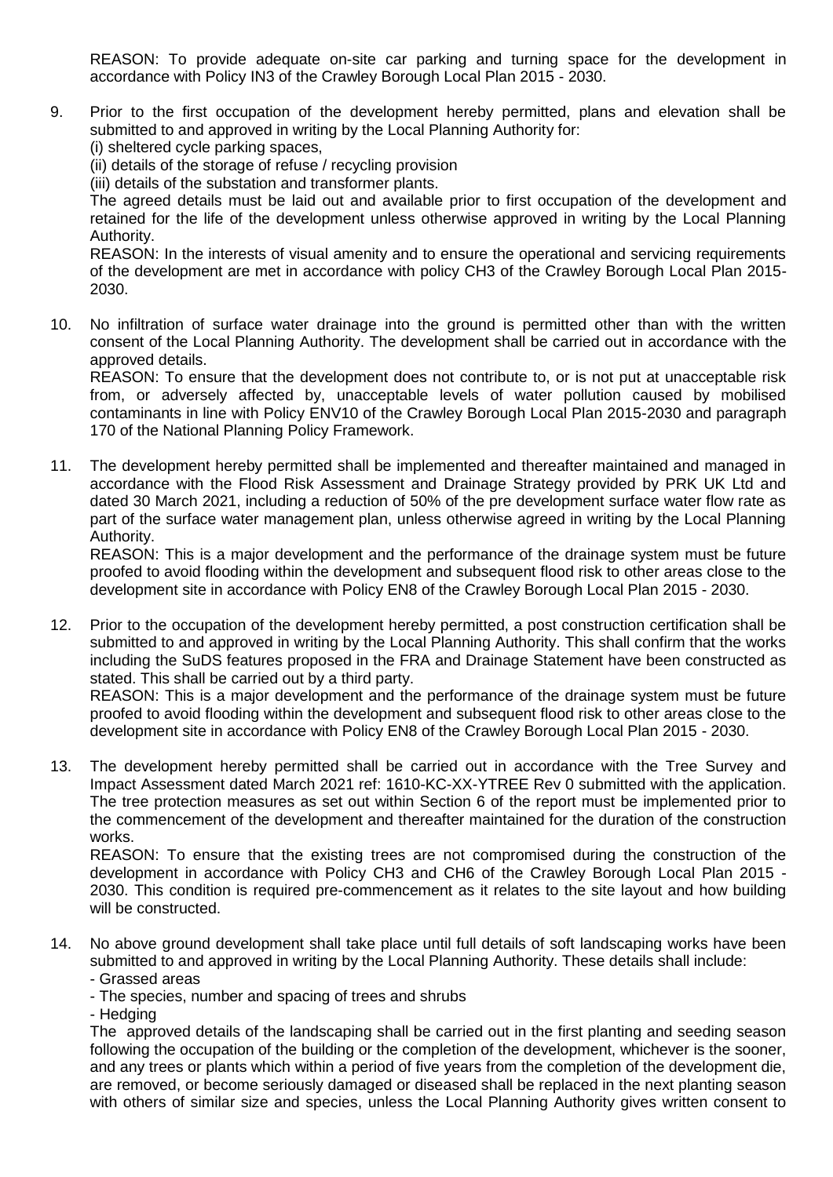REASON: To provide adequate on-site car parking and turning space for the development in accordance with Policy IN3 of the Crawley Borough Local Plan 2015 - 2030.

9. Prior to the first occupation of the development hereby permitted, plans and elevation shall be submitted to and approved in writing by the Local Planning Authority for:
   (i) sheltered cycle parking spaces,
   (ii) details of the storage of refuse / recycling provision
   (iii) details of the substation and transformer plants.

   The agreed details must be laid out and available prior to first occupation of the development and retained for the life of the development unless otherwise approved in writing by the Local Planning Authority.

   REASON: In the interests of visual amenity and to ensure the operational and servicing requirements of the development are met in accordance with policy CH3 of the Crawley Borough Local Plan 2015-2030.

10. No infiltration of surface water drainage into the ground is permitted other than with the written consent of the Local Planning Authority. The development shall be carried out in accordance with the approved details.

    REASON: To ensure that the development does not contribute to, or is not put at unacceptable risk from, or adversely affected by, unacceptable levels of water pollution caused by mobilised contaminants in line with Policy ENV10 of the Crawley Borough Local Plan 2015-2030 and paragraph 170 of the National Planning Policy Framework.

11. The development hereby permitted shall be implemented and thereafter maintained and managed in accordance with the Flood Risk Assessment and Drainage Strategy provided by PRK UK Ltd and dated 30 March 2021, including a reduction of 50% of the pre development surface water flow rate as part of the surface water management plan, unless otherwise agreed in writing by the Local Planning Authority.

    REASON: This is a major development and the performance of the drainage system must be future proofed to avoid flooding within the development and subsequent flood risk to other areas close to the development site in accordance with Policy EN8 of the Crawley Borough Local Plan 2015 - 2030.

12. Prior to the occupation of the development hereby permitted, a post construction certification shall be submitted to and approved in writing by the Local Planning Authority. This shall confirm that the works including the SuDS features proposed in the FRA and Drainage Statement have been constructed as stated. This shall be carried out by a third party.

    REASON: This is a major development and the performance of the drainage system must be future proofed to avoid flooding within the development and subsequent flood risk to other areas close to the development site in accordance with Policy EN8 of the Crawley Borough Local Plan 2015 - 2030.

13. The development hereby permitted shall be carried out in accordance with the Tree Survey and Impact Assessment dated March 2021 ref: 1610-KC-XX-YTREE Rev 0 submitted with the application. The tree protection measures as set out within Section 6 of the report must be implemented prior to the commencement of the development and thereafter maintained for the duration of the construction works.

    REASON: To ensure that the existing trees are not compromised during the construction of the development in accordance with Policy CH3 and CH6 of the Crawley Borough Local Plan 2015 - 2030. This condition is required pre-commencement as it relates to the site layout and how building will be constructed.

14. No above ground development shall take place until full details of soft landscaping works have been submitted to and approved in writing by the Local Planning Authority. These details shall include:
    - Grassed areas
    - The species, number and spacing of trees and shrubs
    - Hedging

    The approved details of the landscaping shall be carried out in the first planting and seeding season following the occupation of the building or the completion of the development, whichever is the sooner, and any trees or plants which within a period of five years from the completion of the development die, are removed, or become seriously damaged or diseased shall be replaced in the next planting season with others of similar size and species, unless the Local Planning Authority gives written consent to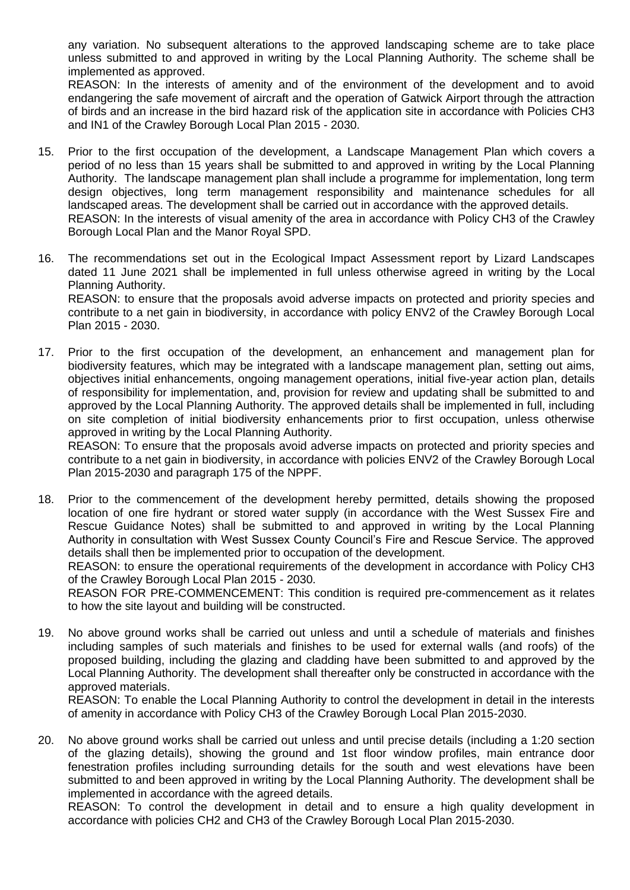any variation. No subsequent alterations to the approved landscaping scheme are to take place unless submitted to and approved in writing by the Local Planning Authority. The scheme shall be implemented as approved.
REASON: In the interests of amenity and of the environment of the development and to avoid endangering the safe movement of aircraft and the operation of Gatwick Airport through the attraction of birds and an increase in the bird hazard risk of the application site in accordance with Policies CH3 and IN1 of the Crawley Borough Local Plan 2015 - 2030.

15. Prior to the first occupation of the development, a Landscape Management Plan which covers a period of no less than 15 years shall be submitted to and approved in writing by the Local Planning Authority. The landscape management plan shall include a programme for implementation, long term design objectives, long term management responsibility and maintenance schedules for all landscaped areas. The development shall be carried out in accordance with the approved details.
REASON: In the interests of visual amenity of the area in accordance with Policy CH3 of the Crawley Borough Local Plan and the Manor Royal SPD.

16. The recommendations set out in the Ecological Impact Assessment report by Lizard Landscapes dated 11 June 2021 shall be implemented in full unless otherwise agreed in writing by the Local Planning Authority.
REASON: to ensure that the proposals avoid adverse impacts on protected and priority species and contribute to a net gain in biodiversity, in accordance with policy ENV2 of the Crawley Borough Local Plan 2015 - 2030.

17. Prior to the first occupation of the development, an enhancement and management plan for biodiversity features, which may be integrated with a landscape management plan, setting out aims, objectives initial enhancements, ongoing management operations, initial five-year action plan, details of responsibility for implementation, and, provision for review and updating shall be submitted to and approved by the Local Planning Authority. The approved details shall be implemented in full, including on site completion of initial biodiversity enhancements prior to first occupation, unless otherwise approved in writing by the Local Planning Authority.
REASON: To ensure that the proposals avoid adverse impacts on protected and priority species and contribute to a net gain in biodiversity, in accordance with policies ENV2 of the Crawley Borough Local Plan 2015-2030 and paragraph 175 of the NPPF.

18. Prior to the commencement of the development hereby permitted, details showing the proposed location of one fire hydrant or stored water supply (in accordance with the West Sussex Fire and Rescue Guidance Notes) shall be submitted to and approved in writing by the Local Planning Authority in consultation with West Sussex County Council's Fire and Rescue Service. The approved details shall then be implemented prior to occupation of the development.
REASON: to ensure the operational requirements of the development in accordance with Policy CH3 of the Crawley Borough Local Plan 2015 - 2030.
REASON FOR PRE-COMMENCEMENT: This condition is required pre-commencement as it relates to how the site layout and building will be constructed.

19. No above ground works shall be carried out unless and until a schedule of materials and finishes including samples of such materials and finishes to be used for external walls (and roofs) of the proposed building, including the glazing and cladding have been submitted to and approved by the Local Planning Authority. The development shall thereafter only be constructed in accordance with the approved materials.
REASON: To enable the Local Planning Authority to control the development in detail in the interests of amenity in accordance with Policy CH3 of the Crawley Borough Local Plan 2015-2030.

20. No above ground works shall be carried out unless and until precise details (including a 1:20 section of the glazing details), showing the ground and 1st floor window profiles, main entrance door fenestration profiles including surrounding details for the south and west elevations have been submitted to and been approved in writing by the Local Planning Authority. The development shall be implemented in accordance with the agreed details.
REASON: To control the development in detail and to ensure a high quality development in accordance with policies CH2 and CH3 of the Crawley Borough Local Plan 2015-2030.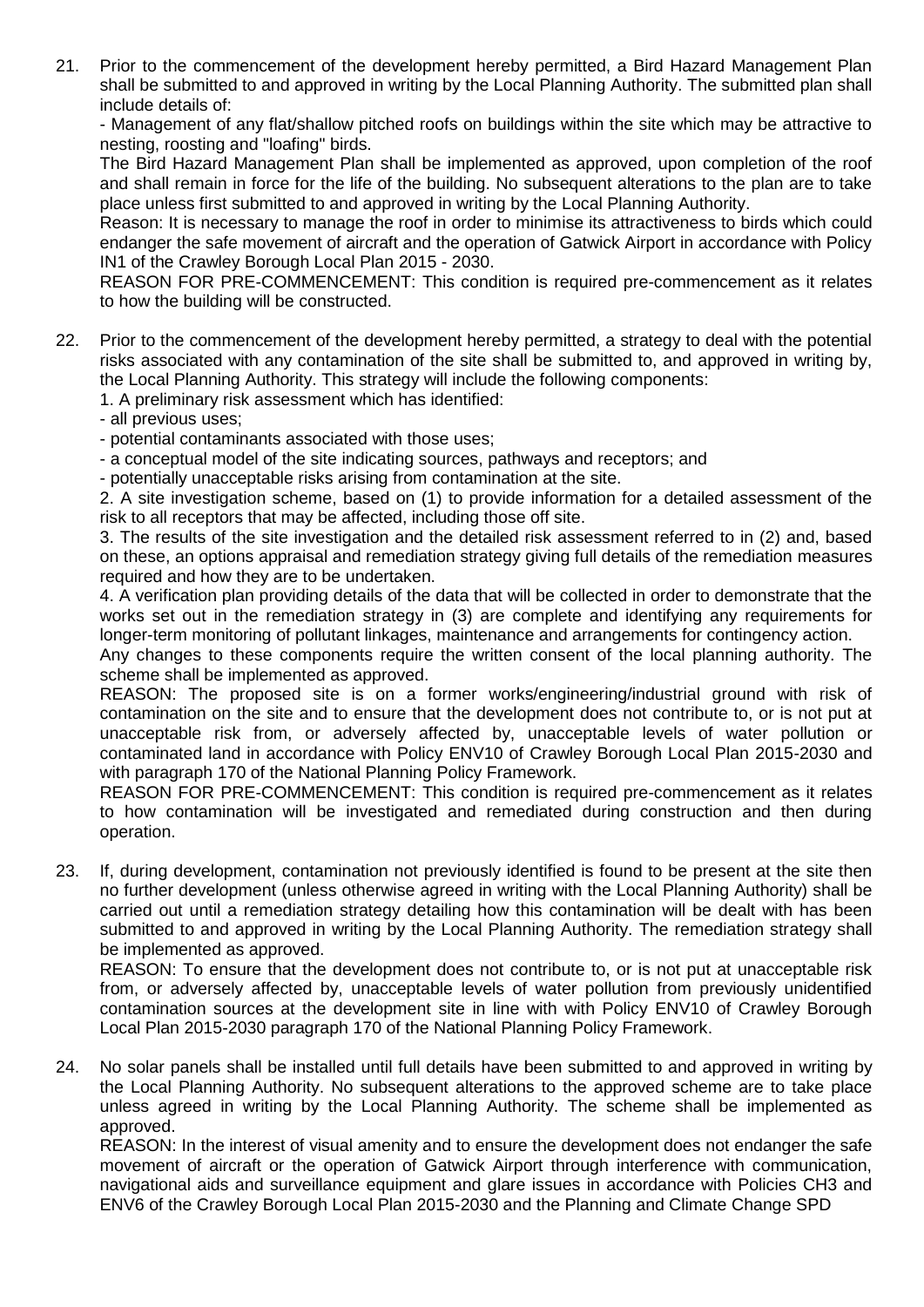21. Prior to the commencement of the development hereby permitted, a Bird Hazard Management Plan shall be submitted to and approved in writing by the Local Planning Authority. The submitted plan shall include details of:

    - Management of any flat/shallow pitched roofs on buildings within the site which may be attractive to nesting, roosting and "loafing" birds.

    The Bird Hazard Management Plan shall be implemented as approved, upon completion of the roof and shall remain in force for the life of the building. No subsequent alterations to the plan are to take place unless first submitted to and approved in writing by the Local Planning Authority.

    Reason: It is necessary to manage the roof in order to minimise its attractiveness to birds which could endanger the safe movement of aircraft and the operation of Gatwick Airport in accordance with Policy IN1 of the Crawley Borough Local Plan 2015 - 2030.

    REASON FOR PRE-COMMENCEMENT: This condition is required pre-commencement as it relates to how the building will be constructed.

22. Prior to the commencement of the development hereby permitted, a strategy to deal with the potential risks associated with any contamination of the site shall be submitted to, and approved in writing by, the Local Planning Authority. This strategy will include the following components:

    1. A preliminary risk assessment which has identified:
       - all previous uses;
       - potential contaminants associated with those uses;
       - a conceptual model of the site indicating sources, pathways and receptors; and
       - potentially unacceptable risks arising from contamination at the site.
    2. A site investigation scheme, based on (1) to provide information for a detailed assessment of the risk to all receptors that may be affected, including those off site.
    3. The results of the site investigation and the detailed risk assessment referred to in (2) and, based on these, an options appraisal and remediation strategy giving full details of the remediation measures required and how they are to be undertaken.
    4. A verification plan providing details of the data that will be collected in order to demonstrate that the works set out in the remediation strategy in (3) are complete and identifying any requirements for longer-term monitoring of pollutant linkages, maintenance and arrangements for contingency action.

    Any changes to these components require the written consent of the local planning authority. The scheme shall be implemented as approved.

    REASON: The proposed site is on a former works/engineering/industrial ground with risk of contamination on the site and to ensure that the development does not contribute to, or is not put at unacceptable risk from, or adversely affected by, unacceptable levels of water pollution or contaminated land in accordance with Policy ENV10 of Crawley Borough Local Plan 2015-2030 and with paragraph 170 of the National Planning Policy Framework.

    REASON FOR PRE-COMMENCEMENT: This condition is required pre-commencement as it relates to how contamination will be investigated and remediated during construction and then during operation.

23. If, during development, contamination not previously identified is found to be present at the site then no further development (unless otherwise agreed in writing with the Local Planning Authority) shall be carried out until a remediation strategy detailing how this contamination will be dealt with has been submitted to and approved in writing by the Local Planning Authority. The remediation strategy shall be implemented as approved.

    REASON: To ensure that the development does not contribute to, or is not put at unacceptable risk from, or adversely affected by, unacceptable levels of water pollution from previously unidentified contamination sources at the development site in line with with Policy ENV10 of Crawley Borough Local Plan 2015-2030 paragraph 170 of the National Planning Policy Framework.

24. No solar panels shall be installed until full details have been submitted to and approved in writing by the Local Planning Authority. No subsequent alterations to the approved scheme are to take place unless agreed in writing by the Local Planning Authority. The scheme shall be implemented as approved.

    REASON: In the interest of visual amenity and to ensure the development does not endanger the safe movement of aircraft or the operation of Gatwick Airport through interference with communication, navigational aids and surveillance equipment and glare issues in accordance with Policies CH3 and ENV6 of the Crawley Borough Local Plan 2015-2030 and the Planning and Climate Change SPD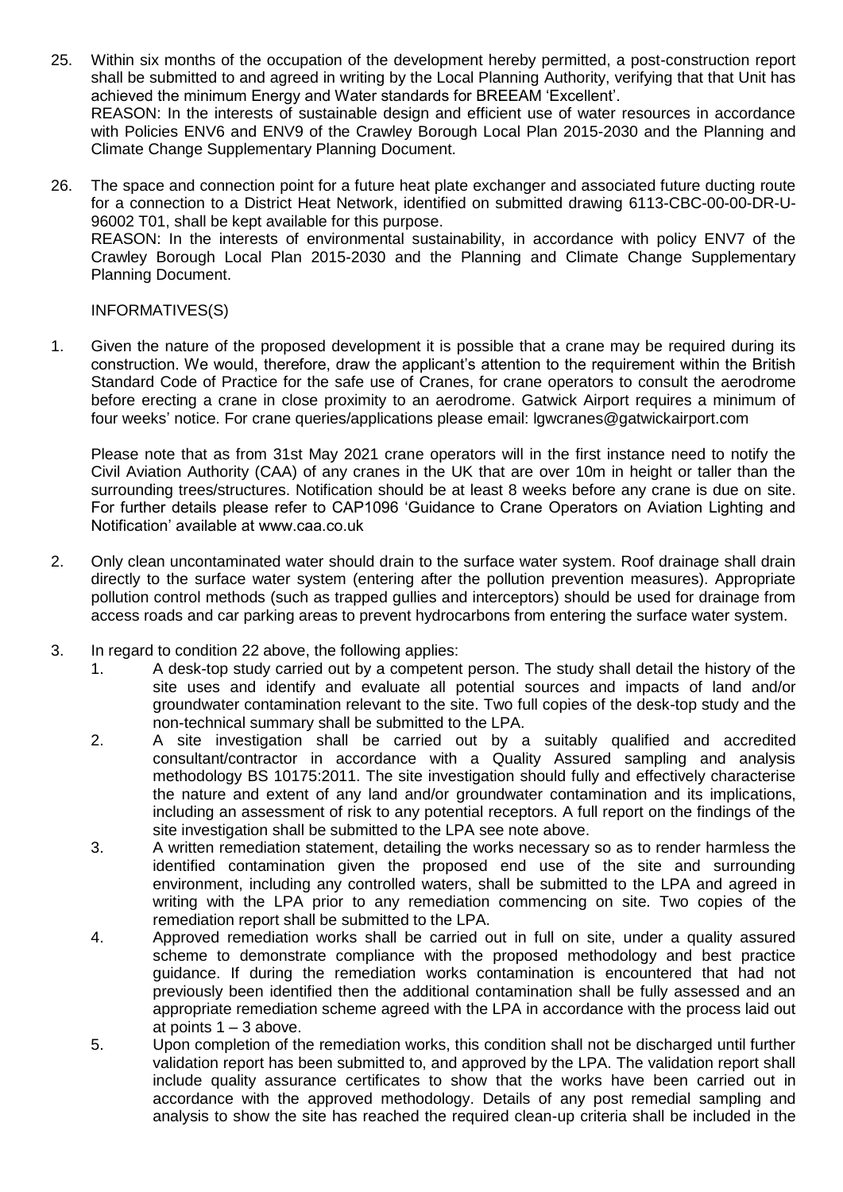25. Within six months of the occupation of the development hereby permitted, a post-construction report shall be submitted to and agreed in writing by the Local Planning Authority, verifying that that Unit has achieved the minimum Energy and Water standards for BREEAM 'Excellent'.
REASON: In the interests of sustainable design and efficient use of water resources in accordance with Policies ENV6 and ENV9 of the Crawley Borough Local Plan 2015-2030 and the Planning and Climate Change Supplementary Planning Document.

26. The space and connection point for a future heat plate exchanger and associated future ducting route for a connection to a District Heat Network, identified on submitted drawing 6113-CBC-00-00-DR-U-96002 T01, shall be kept available for this purpose.
REASON: In the interests of environmental sustainability, in accordance with policy ENV7 of the Crawley Borough Local Plan 2015-2030 and the Planning and Climate Change Supplementary Planning Document.

INFORMATIVES(S)

1. Given the nature of the proposed development it is possible that a crane may be required during its construction. We would, therefore, draw the applicant's attention to the requirement within the British Standard Code of Practice for the safe use of Cranes, for crane operators to consult the aerodrome before erecting a crane in close proximity to an aerodrome. Gatwick Airport requires a minimum of four weeks' notice. For crane queries/applications please email: lgwcranes@gatwickairport.com

   Please note that as from 31st May 2021 crane operators will in the first instance need to notify the Civil Aviation Authority (CAA) of any cranes in the UK that are over 10m in height or taller than the surrounding trees/structures. Notification should be at least 8 weeks before any crane is due on site. For further details please refer to CAP1096 'Guidance to Crane Operators on Aviation Lighting and Notification' available at www.caa.co.uk

2. Only clean uncontaminated water should drain to the surface water system. Roof drainage shall drain directly to the surface water system (entering after the pollution prevention measures). Appropriate pollution control methods (such as trapped gullies and interceptors) should be used for drainage from access roads and car parking areas to prevent hydrocarbons from entering the surface water system.

3. In regard to condition 22 above, the following applies:
   1. A desk-top study carried out by a competent person. The study shall detail the history of the site uses and identify and evaluate all potential sources and impacts of land and/or groundwater contamination relevant to the site. Two full copies of the desk-top study and the non-technical summary shall be submitted to the LPA.
   2. A site investigation shall be carried out by a suitably qualified and accredited consultant/contractor in accordance with a Quality Assured sampling and analysis methodology BS 10175:2011. The site investigation should fully and effectively characterise the nature and extent of any land and/or groundwater contamination and its implications, including an assessment of risk to any potential receptors. A full report on the findings of the site investigation shall be submitted to the LPA see note above.
   3. A written remediation statement, detailing the works necessary so as to render harmless the identified contamination given the proposed end use of the site and surrounding environment, including any controlled waters, shall be submitted to the LPA and agreed in writing with the LPA prior to any remediation commencing on site. Two copies of the remediation report shall be submitted to the LPA.
   4. Approved remediation works shall be carried out in full on site, under a quality assured scheme to demonstrate compliance with the proposed methodology and best practice guidance. If during the remediation works contamination is encountered that had not previously been identified then the additional contamination shall be fully assessed and an appropriate remediation scheme agreed with the LPA in accordance with the process laid out at points 1 – 3 above.
   5. Upon completion of the remediation works, this condition shall not be discharged until further validation report has been submitted to, and approved by the LPA. The validation report shall include quality assurance certificates to show that the works have been carried out in accordance with the approved methodology. Details of any post remedial sampling and analysis to show the site has reached the required clean-up criteria shall be included in the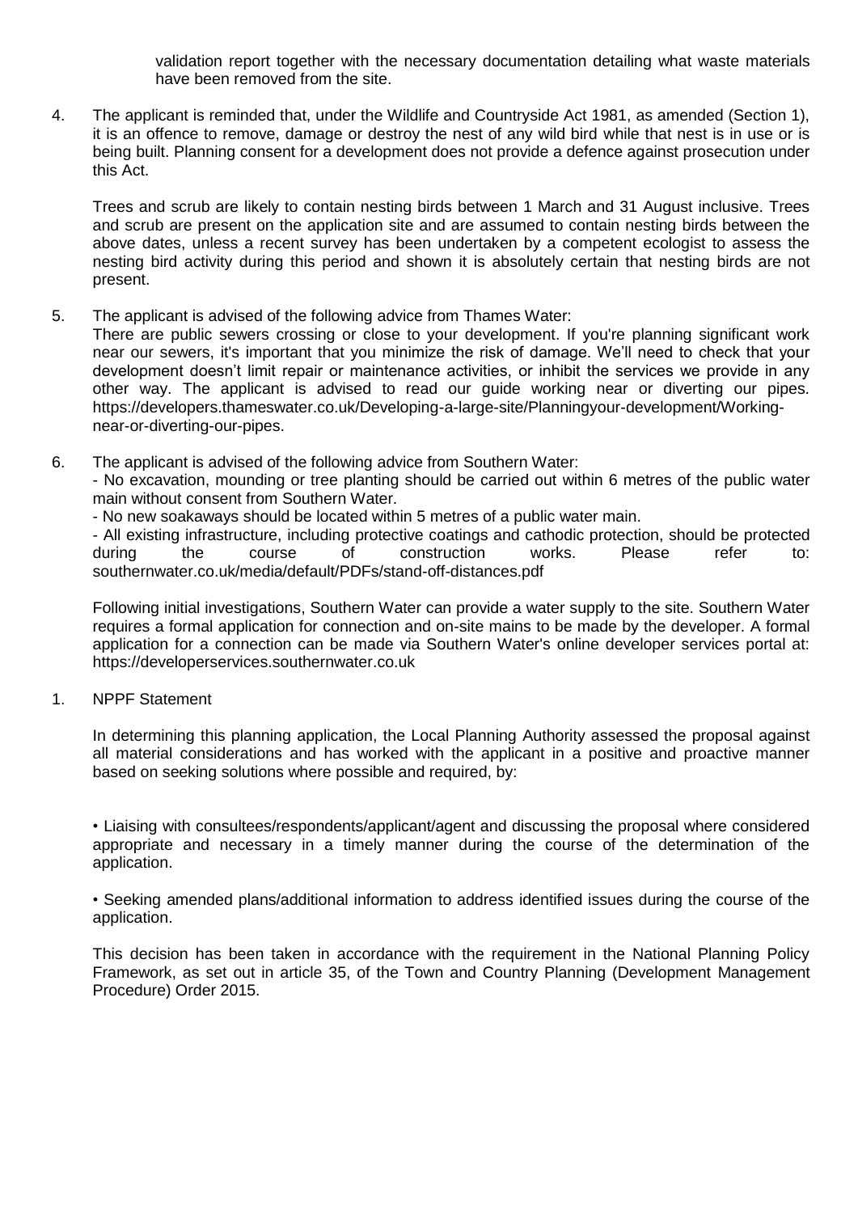validation report together with the necessary documentation detailing what waste materials have been removed from the site.

4. The applicant is reminded that, under the Wildlife and Countryside Act 1981, as amended (Section 1), it is an offence to remove, damage or destroy the nest of any wild bird while that nest is in use or is being built. Planning consent for a development does not provide a defence against prosecution under this Act.

   Trees and scrub are likely to contain nesting birds between 1 March and 31 August inclusive. Trees and scrub are present on the application site and are assumed to contain nesting birds between the above dates, unless a recent survey has been undertaken by a competent ecologist to assess the nesting bird activity during this period and shown it is absolutely certain that nesting birds are not present.

5. The applicant is advised of the following advice from Thames Water:
   There are public sewers crossing or close to your development. If you're planning significant work near our sewers, it's important that you minimize the risk of damage. We'll need to check that your development doesn't limit repair or maintenance activities, or inhibit the services we provide in any other way. The applicant is advised to read our guide working near or diverting our pipes. https://developers.thameswater.co.uk/Developing-a-large-site/Planningyour-development/Working-near-or-diverting-our-pipes.

6. The applicant is advised of the following advice from Southern Water:
   - No excavation, mounding or tree planting should be carried out within 6 metres of the public water main without consent from Southern Water.
   - No new soakaways should be located within 5 metres of a public water main.
   - All existing infrastructure, including protective coatings and cathodic protection, should be protected during the course of construction works. Please refer to: southernwater.co.uk/media/default/PDFs/stand-off-distances.pdf

   Following initial investigations, Southern Water can provide a water supply to the site. Southern Water requires a formal application for connection and on-site mains to be made by the developer. A formal application for a connection can be made via Southern Water's online developer services portal at: https://developerservices.southernwater.co.uk

1. NPPF Statement

   In determining this planning application, the Local Planning Authority assessed the proposal against all material considerations and has worked with the applicant in a positive and proactive manner based on seeking solutions where possible and required, by:

   • Liaising with consultees/respondents/applicant/agent and discussing the proposal where considered appropriate and necessary in a timely manner during the course of the determination of the application.

   • Seeking amended plans/additional information to address identified issues during the course of the application.

   This decision has been taken in accordance with the requirement in the National Planning Policy Framework, as set out in article 35, of the Town and Country Planning (Development Management Procedure) Order 2015.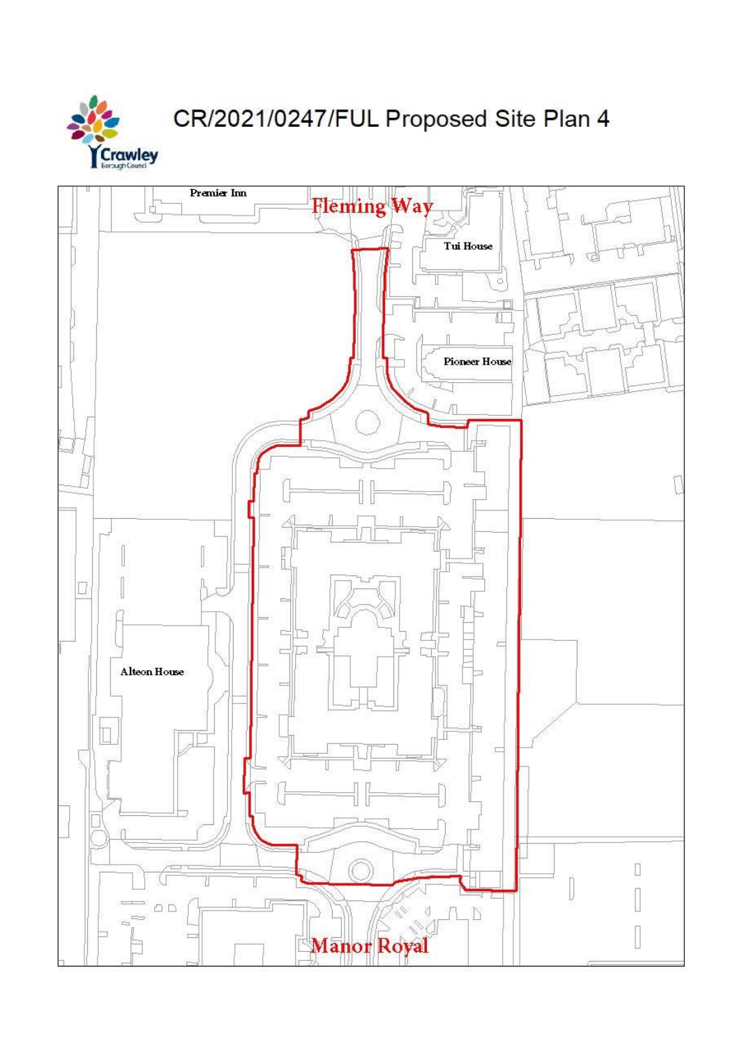Crawley Borough Council

# CR/2021/0247/FUL Proposed Site Plan 4

Premier Inn

Fleming Way

Tui House

Pioneer House

Alteon House

Manor Royal